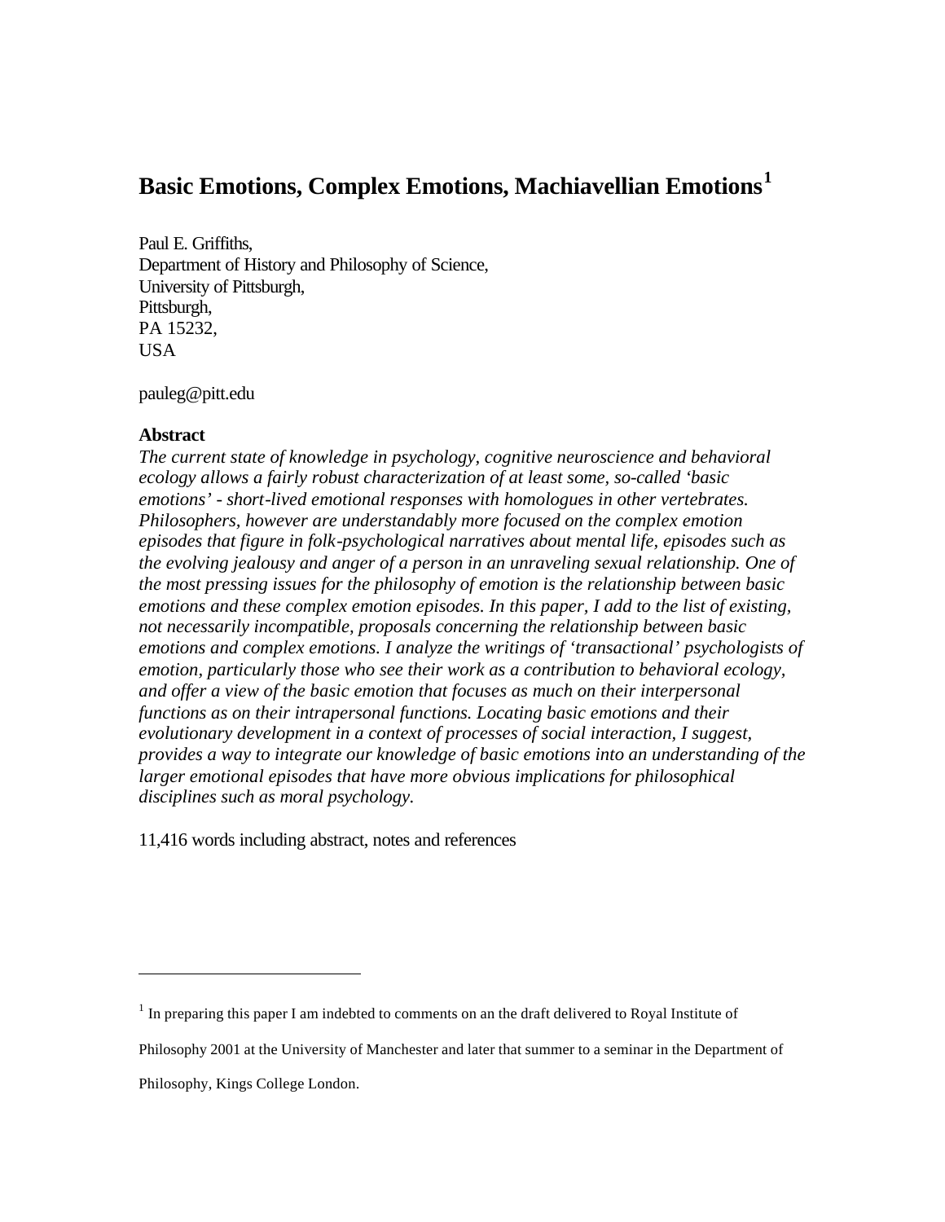# Basic Emotions, Complex Emotions, Machiavellian Emotions[1]

Paul E. Griffiths,
Department of History and Philosophy of Science,
University of Pittsburgh,
Pittsburgh,
PA 15232,
USA

pauleg@pitt.edu

**Abstract**

*The current state of knowledge in psychology, cognitive neuroscience and behavioral ecology allows a fairly robust characterization of at least some, so-called 'basic emotions' - short-lived emotional responses with homologues in other vertebrates. Philosophers, however are understandably more focused on the complex emotion episodes that figure in folk-psychological narratives about mental life, episodes such as the evolving jealousy and anger of a person in an unraveling sexual relationship. One of the most pressing issues for the philosophy of emotion is the relationship between basic emotions and these complex emotion episodes. In this paper, I add to the list of existing, not necessarily incompatible, proposals concerning the relationship between basic emotions and complex emotions. I analyze the writings of 'transactional' psychologists of emotion, particularly those who see their work as a contribution to behavioral ecology, and offer a view of the basic emotion that focuses as much on their interpersonal functions as on their intrapersonal functions. Locating basic emotions and their evolutionary development in a context of processes of social interaction, I suggest, provides a way to integrate our knowledge of basic emotions into an understanding of the larger emotional episodes that have more obvious implications for philosophical disciplines such as moral psychology.*

11,416 words including abstract, notes and references

---

[1] In preparing this paper I am indebted to comments on an the draft delivered to Royal Institute of Philosophy 2001 at the University of Manchester and later that summer to a seminar in the Department of Philosophy, Kings College London.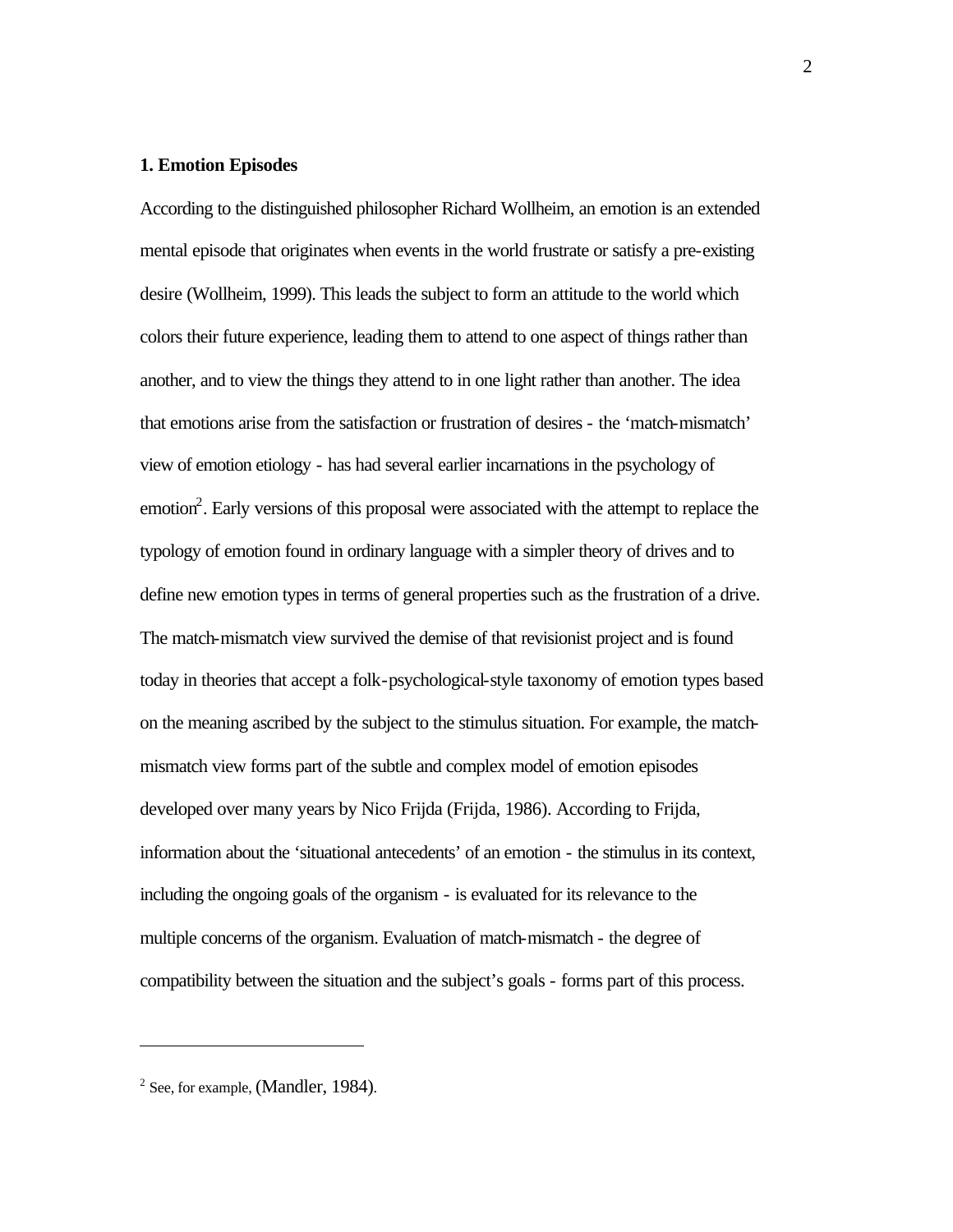### 1. Emotion Episodes

According to the distinguished philosopher Richard Wollheim, an emotion is an extended mental episode that originates when events in the world frustrate or satisfy a pre-existing desire (Wollheim, 1999). This leads the subject to form an attitude to the world which colors their future experience, leading them to attend to one aspect of things rather than another, and to view the things they attend to in one light rather than another. The idea that emotions arise from the satisfaction or frustration of desires - the 'match-mismatch' view of emotion etiology - has had several earlier incarnations in the psychology of emotion[2]. Early versions of this proposal were associated with the attempt to replace the typology of emotion found in ordinary language with a simpler theory of drives and to define new emotion types in terms of general properties such as the frustration of a drive. The match-mismatch view survived the demise of that revisionist project and is found today in theories that accept a folk-psychological-style taxonomy of emotion types based on the meaning ascribed by the subject to the stimulus situation. For example, the match-mismatch view forms part of the subtle and complex model of emotion episodes developed over many years by Nico Frijda (Frijda, 1986). According to Frijda, information about the 'situational antecedents' of an emotion - the stimulus in its context, including the ongoing goals of the organism - is evaluated for its relevance to the multiple concerns of the organism. Evaluation of match-mismatch - the degree of compatibility between the situation and the subject's goals - forms part of this process.

---

[2] See, for example, (Mandler, 1984).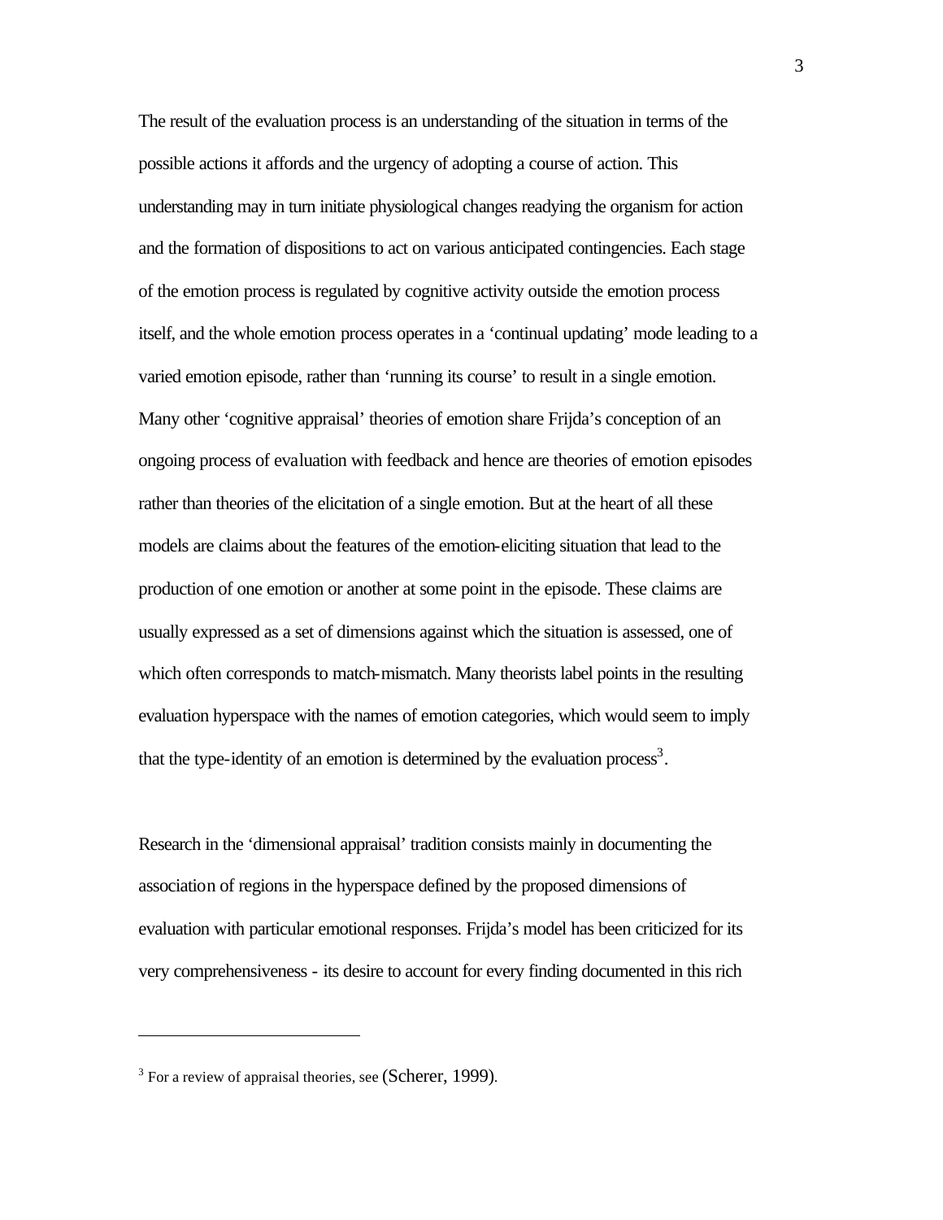The result of the evaluation process is an understanding of the situation in terms of the possible actions it affords and the urgency of adopting a course of action. This understanding may in turn initiate physiological changes readying the organism for action and the formation of dispositions to act on various anticipated contingencies. Each stage of the emotion process is regulated by cognitive activity outside the emotion process itself, and the whole emotion process operates in a 'continual updating' mode leading to a varied emotion episode, rather than 'running its course' to result in a single emotion. Many other 'cognitive appraisal' theories of emotion share Frijda's conception of an ongoing process of evaluation with feedback and hence are theories of emotion episodes rather than theories of the elicitation of a single emotion. But at the heart of all these models are claims about the features of the emotion-eliciting situation that lead to the production of one emotion or another at some point in the episode. These claims are usually expressed as a set of dimensions against which the situation is assessed, one of which often corresponds to match-mismatch. Many theorists label points in the resulting evaluation hyperspace with the names of emotion categories, which would seem to imply that the type-identity of an emotion is determined by the evaluation process[3].

Research in the 'dimensional appraisal' tradition consists mainly in documenting the association of regions in the hyperspace defined by the proposed dimensions of evaluation with particular emotional responses. Frijda's model has been criticized for its very comprehensiveness - its desire to account for every finding documented in this rich

[3] For a review of appraisal theories, see (Scherer, 1999).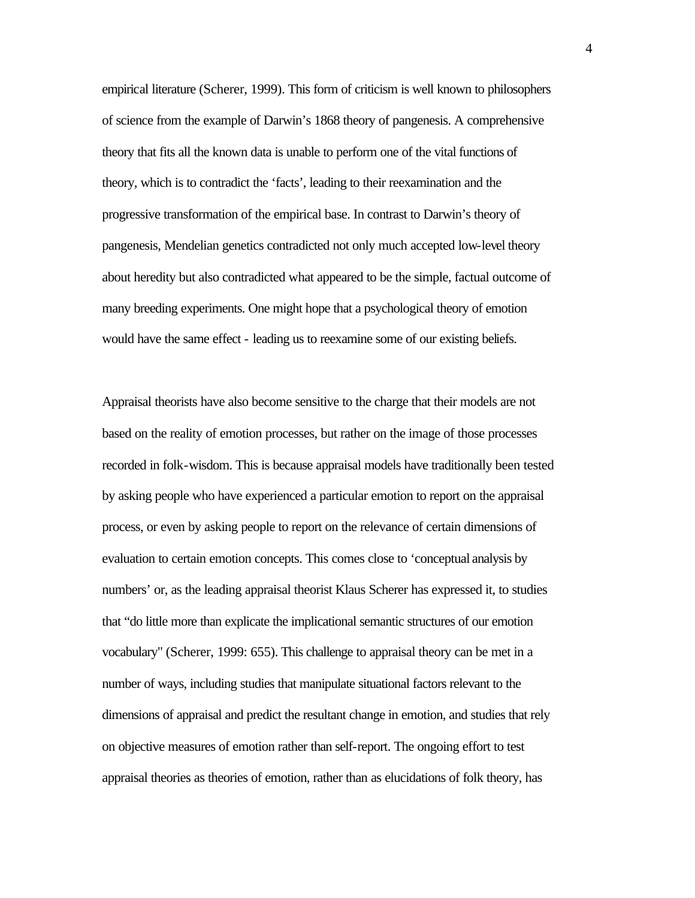empirical literature (Scherer, 1999). This form of criticism is well known to philosophers of science from the example of Darwin's 1868 theory of pangenesis. A comprehensive theory that fits all the known data is unable to perform one of the vital functions of theory, which is to contradict the 'facts', leading to their reexamination and the progressive transformation of the empirical base. In contrast to Darwin's theory of pangenesis, Mendelian genetics contradicted not only much accepted low-level theory about heredity but also contradicted what appeared to be the simple, factual outcome of many breeding experiments. One might hope that a psychological theory of emotion would have the same effect - leading us to reexamine some of our existing beliefs.

Appraisal theorists have also become sensitive to the charge that their models are not based on the reality of emotion processes, but rather on the image of those processes recorded in folk-wisdom. This is because appraisal models have traditionally been tested by asking people who have experienced a particular emotion to report on the appraisal process, or even by asking people to report on the relevance of certain dimensions of evaluation to certain emotion concepts. This comes close to 'conceptual analysis by numbers' or, as the leading appraisal theorist Klaus Scherer has expressed it, to studies that "do little more than explicate the implicational semantic structures of our emotion vocabulary" (Scherer, 1999: 655). This challenge to appraisal theory can be met in a number of ways, including studies that manipulate situational factors relevant to the dimensions of appraisal and predict the resultant change in emotion, and studies that rely on objective measures of emotion rather than self-report. The ongoing effort to test appraisal theories as theories of emotion, rather than as elucidations of folk theory, has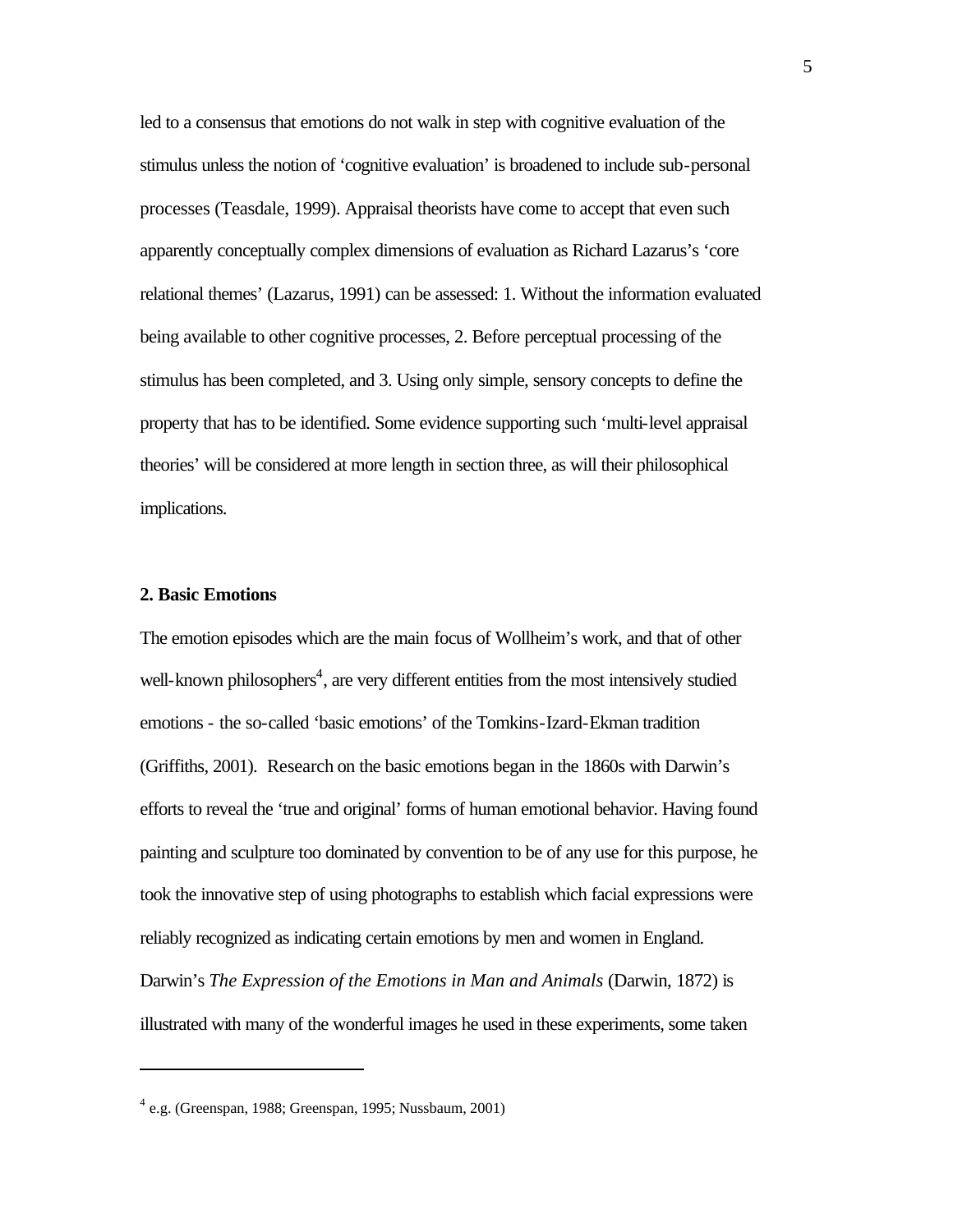led to a consensus that emotions do not walk in step with cognitive evaluation of the stimulus unless the notion of 'cognitive evaluation' is broadened to include sub-personal processes (Teasdale, 1999). Appraisal theorists have come to accept that even such apparently conceptually complex dimensions of evaluation as Richard Lazarus's 'core relational themes' (Lazarus, 1991) can be assessed: 1. Without the information evaluated being available to other cognitive processes, 2. Before perceptual processing of the stimulus has been completed, and 3. Using only simple, sensory concepts to define the property that has to be identified. Some evidence supporting such 'multi-level appraisal theories' will be considered at more length in section three, as will their philosophical implications.

## 2. Basic Emotions

The emotion episodes which are the main focus of Wollheim's work, and that of other well-known philosophers[4], are very different entities from the most intensively studied emotions - the so-called 'basic emotions' of the Tomkins-Izard-Ekman tradition (Griffiths, 2001). Research on the basic emotions began in the 1860s with Darwin's efforts to reveal the 'true and original' forms of human emotional behavior. Having found painting and sculpture too dominated by convention to be of any use for this purpose, he took the innovative step of using photographs to establish which facial expressions were reliably recognized as indicating certain emotions by men and women in England. Darwin's *The Expression of the Emotions in Man and Animals* (Darwin, 1872) is illustrated with many of the wonderful images he used in these experiments, some taken

[4] e.g. (Greenspan, 1988; Greenspan, 1995; Nussbaum, 2001)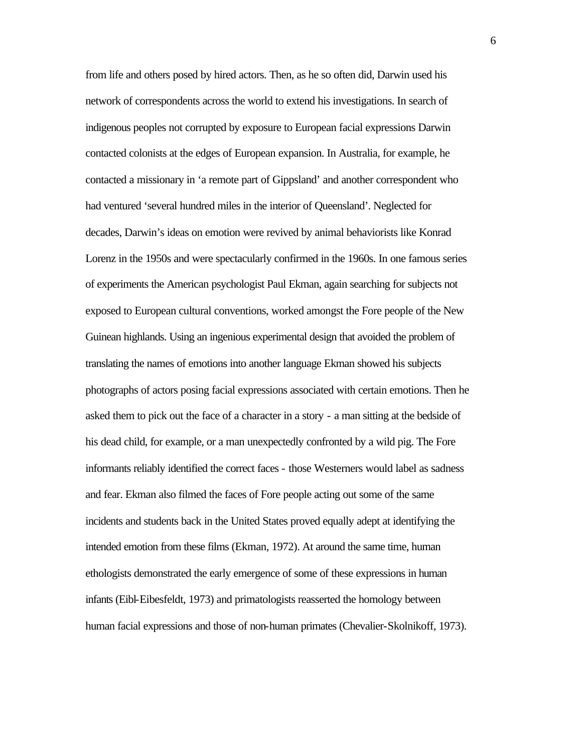from life and others posed by hired actors. Then, as he so often did, Darwin used his network of correspondents across the world to extend his investigations. In search of indigenous peoples not corrupted by exposure to European facial expressions Darwin contacted colonists at the edges of European expansion. In Australia, for example, he contacted a missionary in 'a remote part of Gippsland' and another correspondent who had ventured 'several hundred miles in the interior of Queensland'. Neglected for decades, Darwin's ideas on emotion were revived by animal behaviorists like Konrad Lorenz in the 1950s and were spectacularly confirmed in the 1960s. In one famous series of experiments the American psychologist Paul Ekman, again searching for subjects not exposed to European cultural conventions, worked amongst the Fore people of the New Guinean highlands. Using an ingenious experimental design that avoided the problem of translating the names of emotions into another language Ekman showed his subjects photographs of actors posing facial expressions associated with certain emotions. Then he asked them to pick out the face of a character in a story - a man sitting at the bedside of his dead child, for example, or a man unexpectedly confronted by a wild pig. The Fore informants reliably identified the correct faces - those Westerners would label as sadness and fear. Ekman also filmed the faces of Fore people acting out some of the same incidents and students back in the United States proved equally adept at identifying the intended emotion from these films (Ekman, 1972). At around the same time, human ethologists demonstrated the early emergence of some of these expressions in human infants (Eibl-Eibesfeldt, 1973) and primatologists reasserted the homology between human facial expressions and those of non-human primates (Chevalier-Skolnikoff, 1973).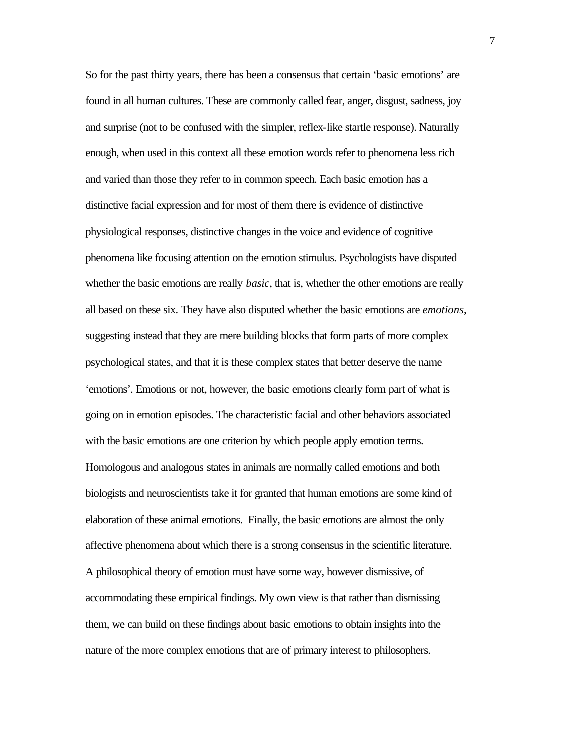So for the past thirty years, there has been a consensus that certain 'basic emotions' are found in all human cultures. These are commonly called fear, anger, disgust, sadness, joy and surprise (not to be confused with the simpler, reflex-like startle response). Naturally enough, when used in this context all these emotion words refer to phenomena less rich and varied than those they refer to in common speech. Each basic emotion has a distinctive facial expression and for most of them there is evidence of distinctive physiological responses, distinctive changes in the voice and evidence of cognitive phenomena like focusing attention on the emotion stimulus. Psychologists have disputed whether the basic emotions are really *basic*, that is, whether the other emotions are really all based on these six. They have also disputed whether the basic emotions are *emotions*, suggesting instead that they are mere building blocks that form parts of more complex psychological states, and that it is these complex states that better deserve the name 'emotions'. Emotions or not, however, the basic emotions clearly form part of what is going on in emotion episodes. The characteristic facial and other behaviors associated with the basic emotions are one criterion by which people apply emotion terms. Homologous and analogous states in animals are normally called emotions and both biologists and neuroscientists take it for granted that human emotions are some kind of elaboration of these animal emotions. Finally, the basic emotions are almost the only affective phenomena about which there is a strong consensus in the scientific literature. A philosophical theory of emotion must have some way, however dismissive, of accommodating these empirical findings. My own view is that rather than dismissing them, we can build on these findings about basic emotions to obtain insights into the nature of the more complex emotions that are of primary interest to philosophers.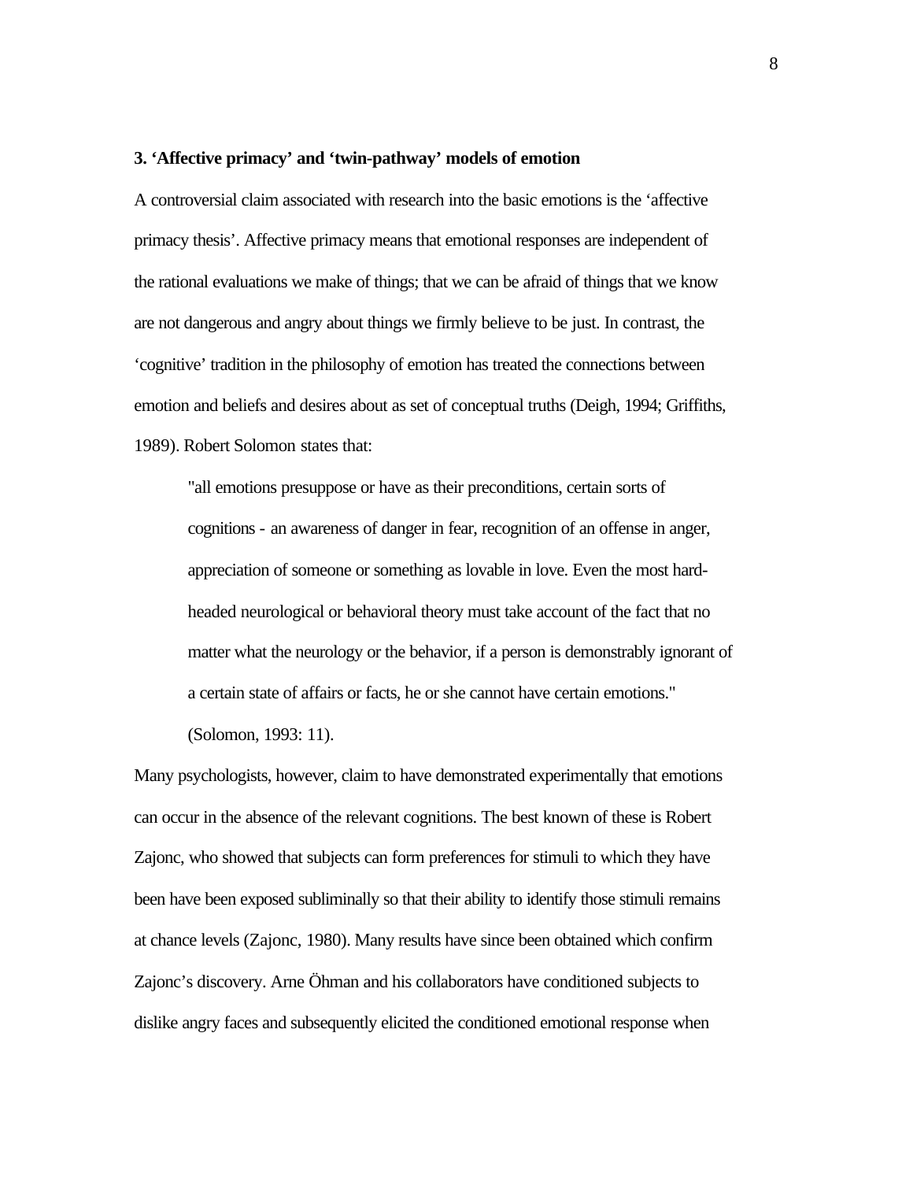### 3. ‘Affective primacy’ and ‘twin-pathway’ models of emotion

A controversial claim associated with research into the basic emotions is the ‘affective primacy thesis’. Affective primacy means that emotional responses are independent of the rational evaluations we make of things; that we can be afraid of things that we know are not dangerous and angry about things we firmly believe to be just. In contrast, the ‘cognitive’ tradition in the philosophy of emotion has treated the connections between emotion and beliefs and desires about as set of conceptual truths (Deigh, 1994; Griffiths, 1989). Robert Solomon states that:

> "all emotions presuppose or have as their preconditions, certain sorts of cognitions - an awareness of danger in fear, recognition of an offense in anger, appreciation of someone or something as lovable in love. Even the most hard-headed neurological or behavioral theory must take account of the fact that no matter what the neurology or the behavior, if a person is demonstrably ignorant of a certain state of affairs or facts, he or she cannot have certain emotions." (Solomon, 1993: 11).

Many psychologists, however, claim to have demonstrated experimentally that emotions can occur in the absence of the relevant cognitions. The best known of these is Robert Zajonc, who showed that subjects can form preferences for stimuli to which they have been have been exposed subliminally so that their ability to identify those stimuli remains at chance levels (Zajonc, 1980). Many results have since been obtained which confirm Zajonc’s discovery. Arne Öhman and his collaborators have conditioned subjects to dislike angry faces and subsequently elicited the conditioned emotional response when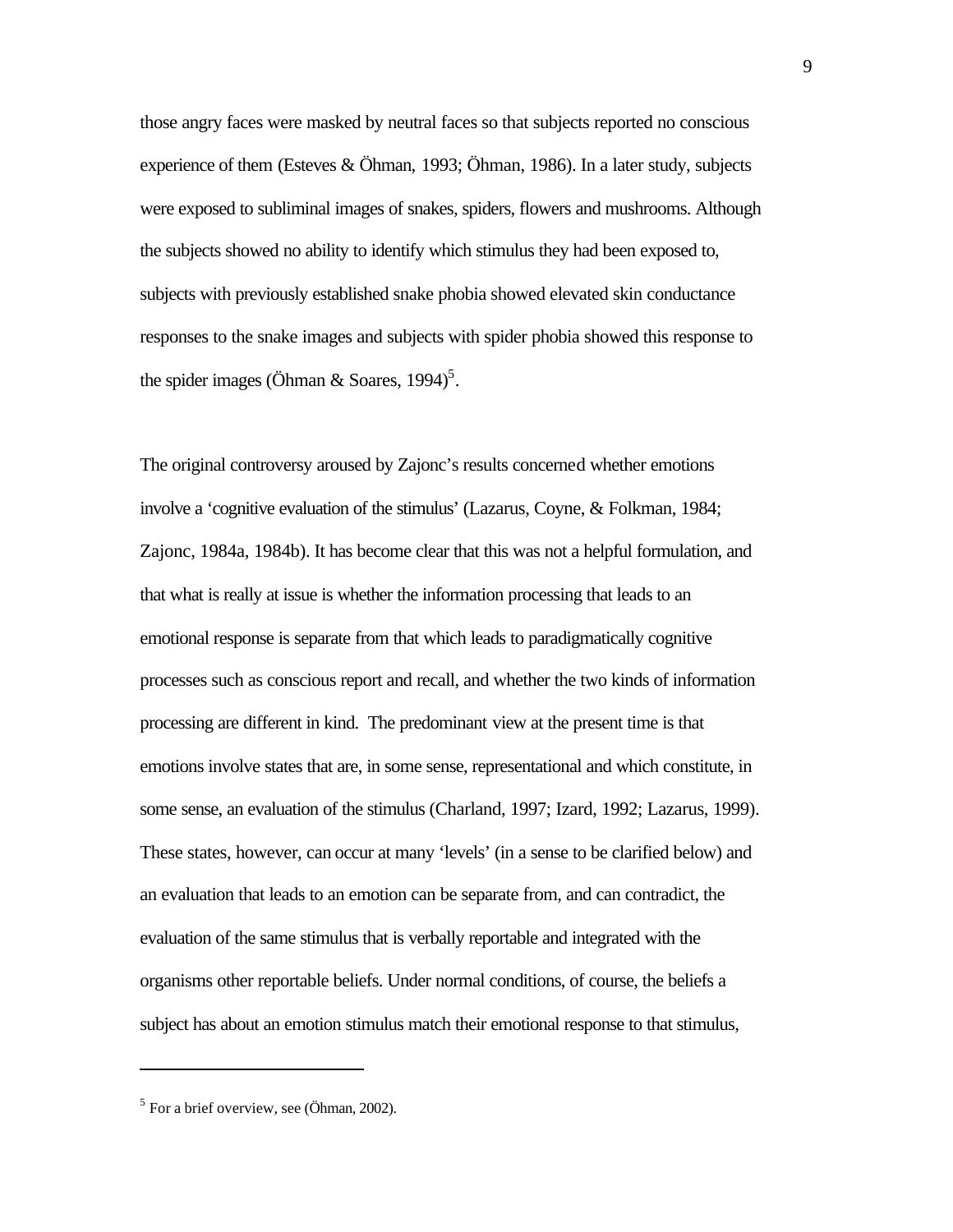those angry faces were masked by neutral faces so that subjects reported no conscious experience of them (Esteves & Öhman, 1993; Öhman, 1986). In a later study, subjects were exposed to subliminal images of snakes, spiders, flowers and mushrooms. Although the subjects showed no ability to identify which stimulus they had been exposed to, subjects with previously established snake phobia showed elevated skin conductance responses to the snake images and subjects with spider phobia showed this response to the spider images (Öhman & Soares, 1994)[5].

The original controversy aroused by Zajonc's results concerned whether emotions involve a 'cognitive evaluation of the stimulus' (Lazarus, Coyne, & Folkman, 1984; Zajonc, 1984a, 1984b). It has become clear that this was not a helpful formulation, and that what is really at issue is whether the information processing that leads to an emotional response is separate from that which leads to paradigmatically cognitive processes such as conscious report and recall, and whether the two kinds of information processing are different in kind. The predominant view at the present time is that emotions involve states that are, in some sense, representational and which constitute, in some sense, an evaluation of the stimulus (Charland, 1997; Izard, 1992; Lazarus, 1999). These states, however, can occur at many 'levels' (in a sense to be clarified below) and an evaluation that leads to an emotion can be separate from, and can contradict, the evaluation of the same stimulus that is verbally reportable and integrated with the organisms other reportable beliefs. Under normal conditions, of course, the beliefs a subject has about an emotion stimulus match their emotional response to that stimulus,

---

[5] For a brief overview, see (Öhman, 2002).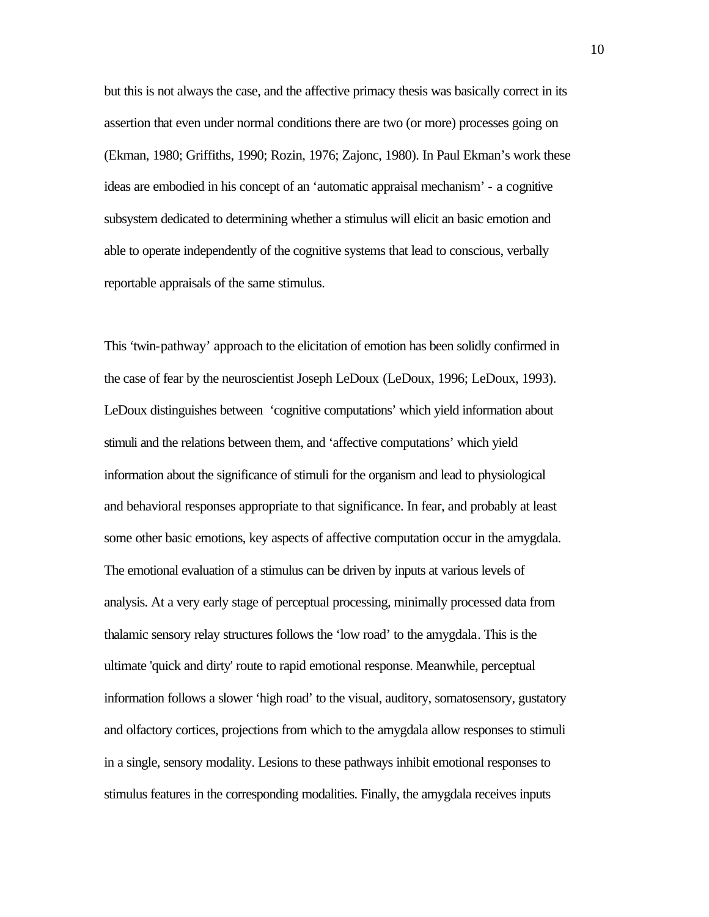but this is not always the case, and the affective primacy thesis was basically correct in its assertion that even under normal conditions there are two (or more) processes going on (Ekman, 1980; Griffiths, 1990; Rozin, 1976; Zajonc, 1980). In Paul Ekman's work these ideas are embodied in his concept of an 'automatic appraisal mechanism' - a cognitive subsystem dedicated to determining whether a stimulus will elicit an basic emotion and able to operate independently of the cognitive systems that lead to conscious, verbally reportable appraisals of the same stimulus.

This 'twin-pathway' approach to the elicitation of emotion has been solidly confirmed in the case of fear by the neuroscientist Joseph LeDoux (LeDoux, 1996; LeDoux, 1993). LeDoux distinguishes between 'cognitive computations' which yield information about stimuli and the relations between them, and 'affective computations' which yield information about the significance of stimuli for the organism and lead to physiological and behavioral responses appropriate to that significance. In fear, and probably at least some other basic emotions, key aspects of affective computation occur in the amygdala. The emotional evaluation of a stimulus can be driven by inputs at various levels of analysis. At a very early stage of perceptual processing, minimally processed data from thalamic sensory relay structures follows the 'low road' to the amygdala. This is the ultimate 'quick and dirty' route to rapid emotional response. Meanwhile, perceptual information follows a slower 'high road' to the visual, auditory, somatosensory, gustatory and olfactory cortices, projections from which to the amygdala allow responses to stimuli in a single, sensory modality. Lesions to these pathways inhibit emotional responses to stimulus features in the corresponding modalities. Finally, the amygdala receives inputs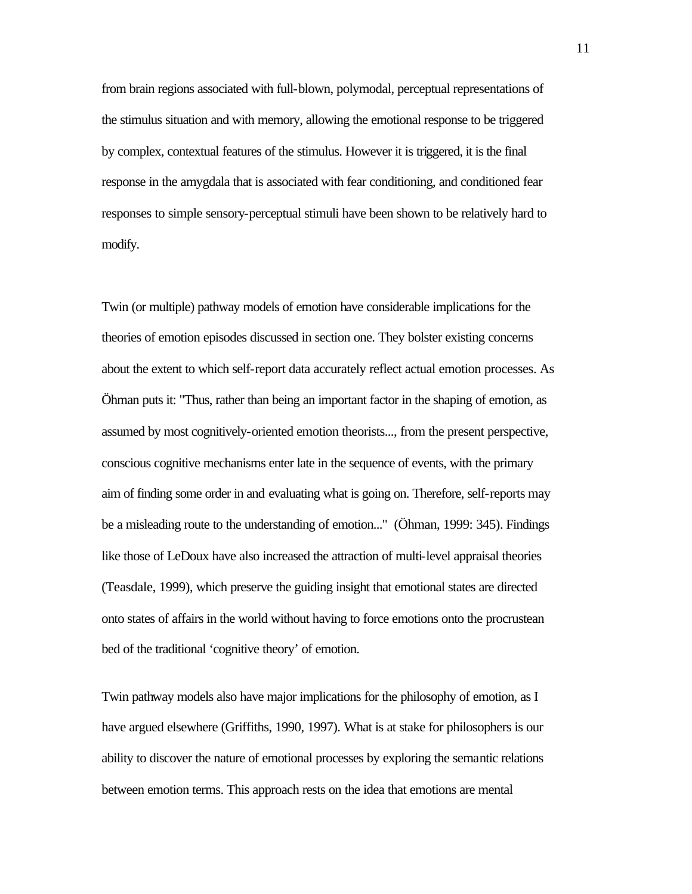from brain regions associated with full-blown, polymodal, perceptual representations of the stimulus situation and with memory, allowing the emotional response to be triggered by complex, contextual features of the stimulus. However it is triggered, it is the final response in the amygdala that is associated with fear conditioning, and conditioned fear responses to simple sensory-perceptual stimuli have been shown to be relatively hard to modify.

Twin (or multiple) pathway models of emotion have considerable implications for the theories of emotion episodes discussed in section one. They bolster existing concerns about the extent to which self-report data accurately reflect actual emotion processes. As Öhman puts it: "Thus, rather than being an important factor in the shaping of emotion, as assumed by most cognitively-oriented emotion theorists..., from the present perspective, conscious cognitive mechanisms enter late in the sequence of events, with the primary aim of finding some order in and evaluating what is going on. Therefore, self-reports may be a misleading route to the understanding of emotion..." (Öhman, 1999: 345). Findings like those of LeDoux have also increased the attraction of multi-level appraisal theories (Teasdale, 1999), which preserve the guiding insight that emotional states are directed onto states of affairs in the world without having to force emotions onto the procrustean bed of the traditional 'cognitive theory' of emotion.

Twin pathway models also have major implications for the philosophy of emotion, as I have argued elsewhere (Griffiths, 1990, 1997). What is at stake for philosophers is our ability to discover the nature of emotional processes by exploring the semantic relations between emotion terms. This approach rests on the idea that emotions are mental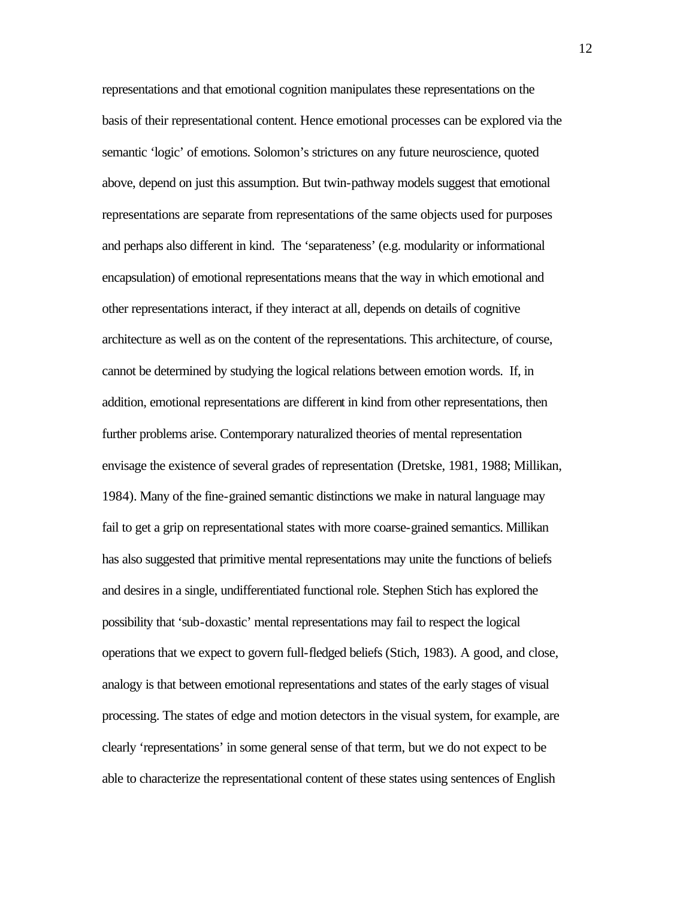representations and that emotional cognition manipulates these representations on the basis of their representational content. Hence emotional processes can be explored via the semantic 'logic' of emotions. Solomon's strictures on any future neuroscience, quoted above, depend on just this assumption. But twin-pathway models suggest that emotional representations are separate from representations of the same objects used for purposes and perhaps also different in kind. The 'separateness' (e.g. modularity or informational encapsulation) of emotional representations means that the way in which emotional and other representations interact, if they interact at all, depends on details of cognitive architecture as well as on the content of the representations. This architecture, of course, cannot be determined by studying the logical relations between emotion words. If, in addition, emotional representations are different in kind from other representations, then further problems arise. Contemporary naturalized theories of mental representation envisage the existence of several grades of representation (Dretske, 1981, 1988; Millikan, 1984). Many of the fine-grained semantic distinctions we make in natural language may fail to get a grip on representational states with more coarse-grained semantics. Millikan has also suggested that primitive mental representations may unite the functions of beliefs and desires in a single, undifferentiated functional role. Stephen Stich has explored the possibility that 'sub-doxastic' mental representations may fail to respect the logical operations that we expect to govern full-fledged beliefs (Stich, 1983). A good, and close, analogy is that between emotional representations and states of the early stages of visual processing. The states of edge and motion detectors in the visual system, for example, are clearly 'representations' in some general sense of that term, but we do not expect to be able to characterize the representational content of these states using sentences of English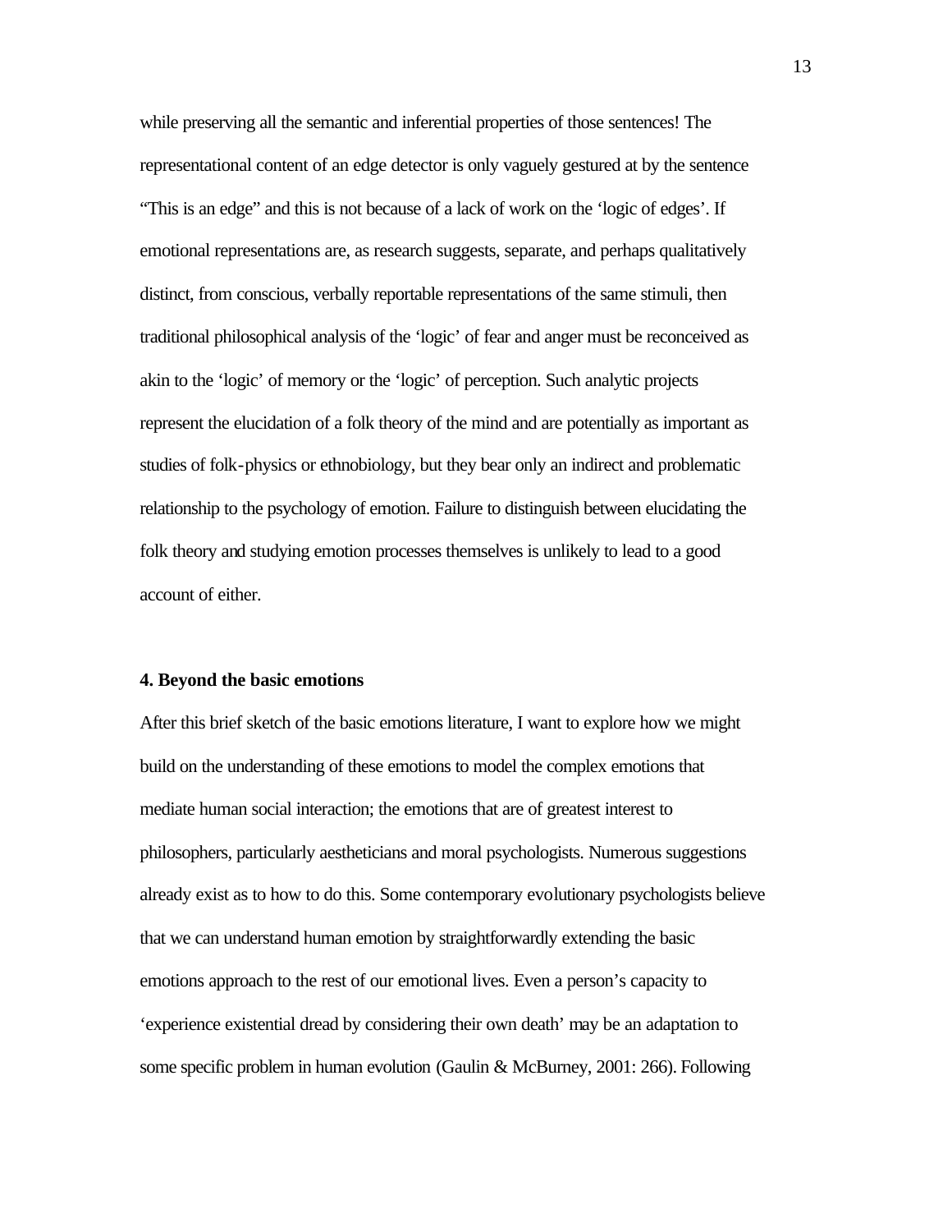while preserving all the semantic and inferential properties of those sentences! The representational content of an edge detector is only vaguely gestured at by the sentence "This is an edge" and this is not because of a lack of work on the 'logic of edges'. If emotional representations are, as research suggests, separate, and perhaps qualitatively distinct, from conscious, verbally reportable representations of the same stimuli, then traditional philosophical analysis of the 'logic' of fear and anger must be reconceived as akin to the 'logic' of memory or the 'logic' of perception. Such analytic projects represent the elucidation of a folk theory of the mind and are potentially as important as studies of folk-physics or ethnobiology, but they bear only an indirect and problematic relationship to the psychology of emotion. Failure to distinguish between elucidating the folk theory and studying emotion processes themselves is unlikely to lead to a good account of either.

## 4. Beyond the basic emotions

After this brief sketch of the basic emotions literature, I want to explore how we might build on the understanding of these emotions to model the complex emotions that mediate human social interaction; the emotions that are of greatest interest to philosophers, particularly aestheticians and moral psychologists. Numerous suggestions already exist as to how to do this. Some contemporary evolutionary psychologists believe that we can understand human emotion by straightforwardly extending the basic emotions approach to the rest of our emotional lives. Even a person's capacity to 'experience existential dread by considering their own death' may be an adaptation to some specific problem in human evolution (Gaulin & McBurney, 2001: 266). Following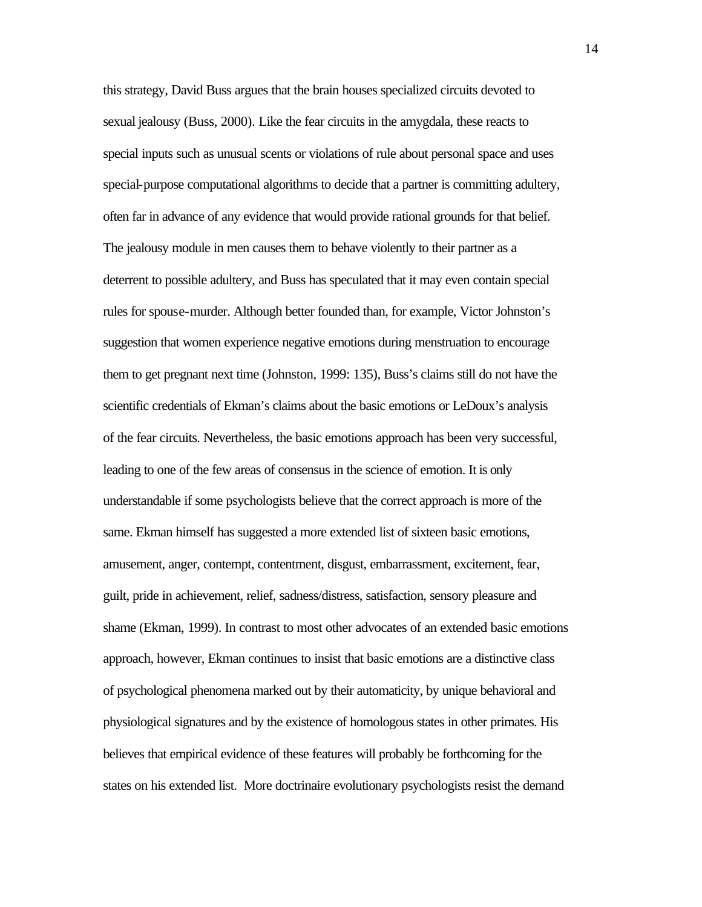this strategy, David Buss argues that the brain houses specialized circuits devoted to sexual jealousy (Buss, 2000). Like the fear circuits in the amygdala, these reacts to special inputs such as unusual scents or violations of rule about personal space and uses special-purpose computational algorithms to decide that a partner is committing adultery, often far in advance of any evidence that would provide rational grounds for that belief. The jealousy module in men causes them to behave violently to their partner as a deterrent to possible adultery, and Buss has speculated that it may even contain special rules for spouse-murder. Although better founded than, for example, Victor Johnston's suggestion that women experience negative emotions during menstruation to encourage them to get pregnant next time (Johnston, 1999: 135), Buss's claims still do not have the scientific credentials of Ekman's claims about the basic emotions or LeDoux's analysis of the fear circuits. Nevertheless, the basic emotions approach has been very successful, leading to one of the few areas of consensus in the science of emotion. It is only understandable if some psychologists believe that the correct approach is more of the same. Ekman himself has suggested a more extended list of sixteen basic emotions, amusement, anger, contempt, contentment, disgust, embarrassment, excitement, fear, guilt, pride in achievement, relief, sadness/distress, satisfaction, sensory pleasure and shame (Ekman, 1999). In contrast to most other advocates of an extended basic emotions approach, however, Ekman continues to insist that basic emotions are a distinctive class of psychological phenomena marked out by their automaticity, by unique behavioral and physiological signatures and by the existence of homologous states in other primates. His believes that empirical evidence of these features will probably be forthcoming for the states on his extended list. More doctrinaire evolutionary psychologists resist the demand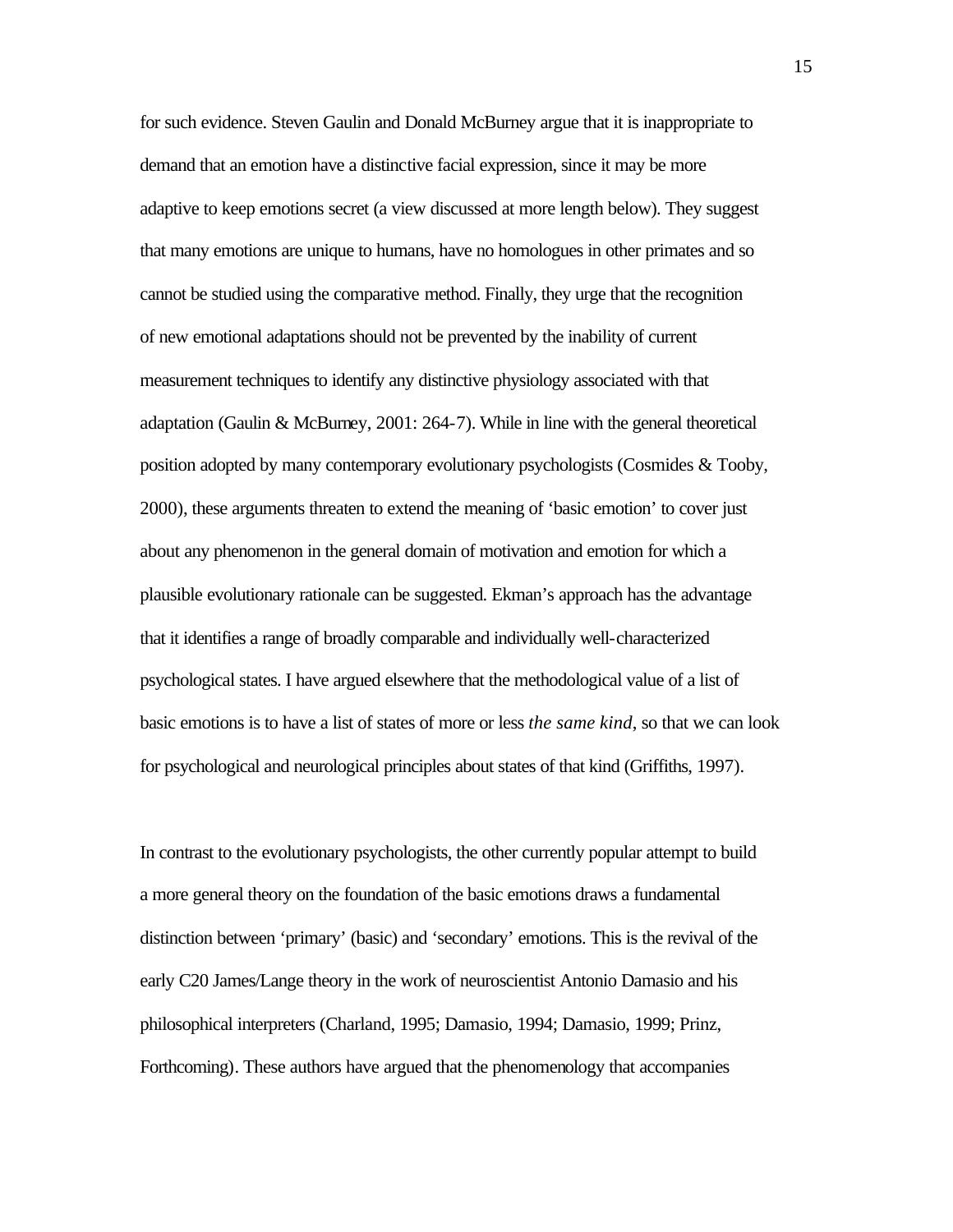for such evidence. Steven Gaulin and Donald McBurney argue that it is inappropriate to demand that an emotion have a distinctive facial expression, since it may be more adaptive to keep emotions secret (a view discussed at more length below). They suggest that many emotions are unique to humans, have no homologues in other primates and so cannot be studied using the comparative method. Finally, they urge that the recognition of new emotional adaptations should not be prevented by the inability of current measurement techniques to identify any distinctive physiology associated with that adaptation (Gaulin & McBurney, 2001: 264-7). While in line with the general theoretical position adopted by many contemporary evolutionary psychologists (Cosmides & Tooby, 2000), these arguments threaten to extend the meaning of 'basic emotion' to cover just about any phenomenon in the general domain of motivation and emotion for which a plausible evolutionary rationale can be suggested. Ekman's approach has the advantage that it identifies a range of broadly comparable and individually well-characterized psychological states. I have argued elsewhere that the methodological value of a list of basic emotions is to have a list of states of more or less *the same kind*, so that we can look for psychological and neurological principles about states of that kind (Griffiths, 1997).

In contrast to the evolutionary psychologists, the other currently popular attempt to build a more general theory on the foundation of the basic emotions draws a fundamental distinction between 'primary' (basic) and 'secondary' emotions. This is the revival of the early C20 James/Lange theory in the work of neuroscientist Antonio Damasio and his philosophical interpreters (Charland, 1995; Damasio, 1994; Damasio, 1999; Prinz, Forthcoming). These authors have argued that the phenomenology that accompanies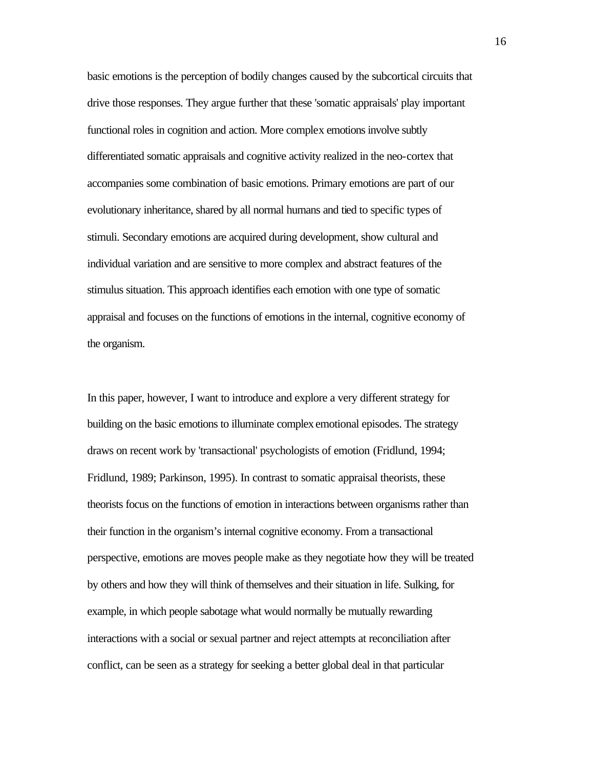basic emotions is the perception of bodily changes caused by the subcortical circuits that drive those responses. They argue further that these 'somatic appraisals' play important functional roles in cognition and action. More complex emotions involve subtly differentiated somatic appraisals and cognitive activity realized in the neo-cortex that accompanies some combination of basic emotions. Primary emotions are part of our evolutionary inheritance, shared by all normal humans and tied to specific types of stimuli. Secondary emotions are acquired during development, show cultural and individual variation and are sensitive to more complex and abstract features of the stimulus situation. This approach identifies each emotion with one type of somatic appraisal and focuses on the functions of emotions in the internal, cognitive economy of the organism.

In this paper, however, I want to introduce and explore a very different strategy for building on the basic emotions to illuminate complex emotional episodes. The strategy draws on recent work by 'transactional' psychologists of emotion (Fridlund, 1994; Fridlund, 1989; Parkinson, 1995). In contrast to somatic appraisal theorists, these theorists focus on the functions of emotion in interactions between organisms rather than their function in the organism's internal cognitive economy. From a transactional perspective, emotions are moves people make as they negotiate how they will be treated by others and how they will think of themselves and their situation in life. Sulking, for example, in which people sabotage what would normally be mutually rewarding interactions with a social or sexual partner and reject attempts at reconciliation after conflict, can be seen as a strategy for seeking a better global deal in that particular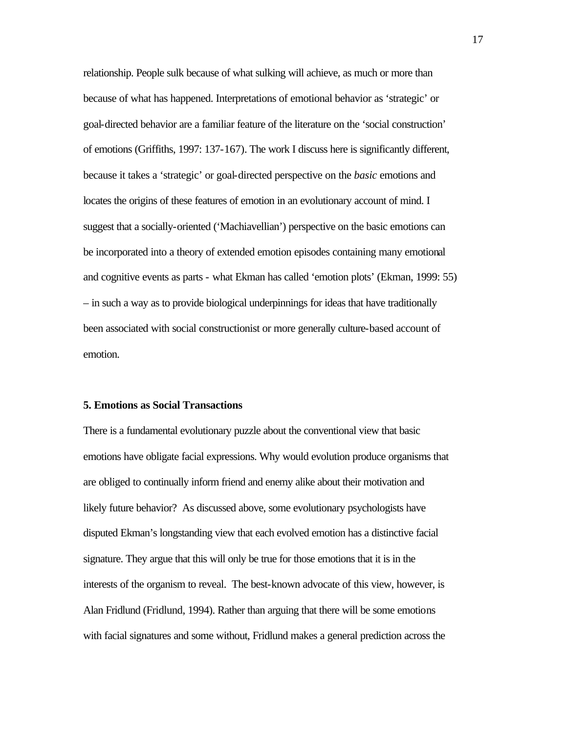relationship. People sulk because of what sulking will achieve, as much or more than because of what has happened. Interpretations of emotional behavior as 'strategic' or goal-directed behavior are a familiar feature of the literature on the 'social construction' of emotions (Griffiths, 1997: 137-167). The work I discuss here is significantly different, because it takes a 'strategic' or goal-directed perspective on the *basic* emotions and locates the origins of these features of emotion in an evolutionary account of mind. I suggest that a socially-oriented ('Machiavellian') perspective on the basic emotions can be incorporated into a theory of extended emotion episodes containing many emotional and cognitive events as parts - what Ekman has called 'emotion plots' (Ekman, 1999: 55) – in such a way as to provide biological underpinnings for ideas that have traditionally been associated with social constructionist or more generally culture-based account of emotion.

## 5. Emotions as Social Transactions

There is a fundamental evolutionary puzzle about the conventional view that basic emotions have obligate facial expressions. Why would evolution produce organisms that are obliged to continually inform friend and enemy alike about their motivation and likely future behavior? As discussed above, some evolutionary psychologists have disputed Ekman's longstanding view that each evolved emotion has a distinctive facial signature. They argue that this will only be true for those emotions that it is in the interests of the organism to reveal. The best-known advocate of this view, however, is Alan Fridlund (Fridlund, 1994). Rather than arguing that there will be some emotions with facial signatures and some without, Fridlund makes a general prediction across the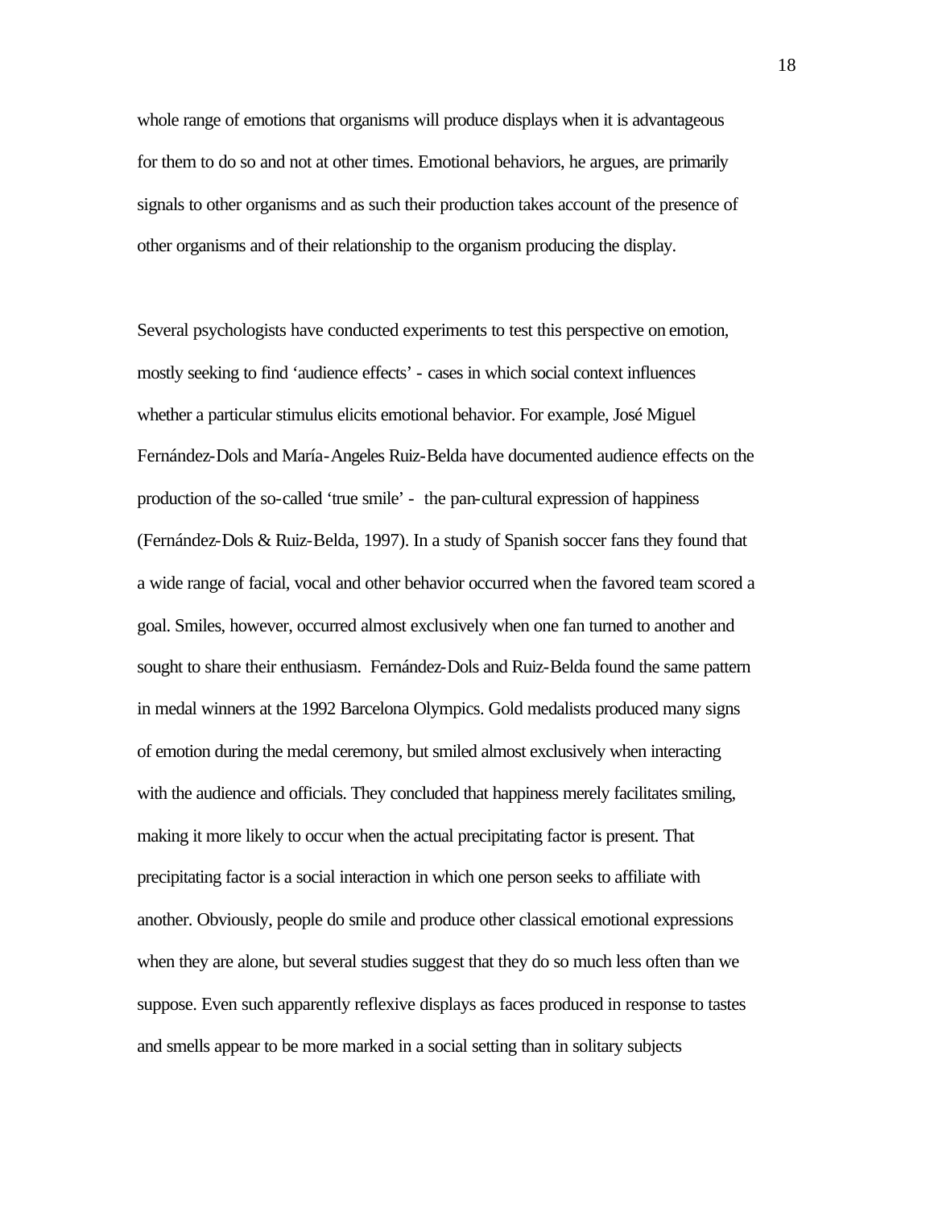whole range of emotions that organisms will produce displays when it is advantageous for them to do so and not at other times. Emotional behaviors, he argues, are primarily signals to other organisms and as such their production takes account of the presence of other organisms and of their relationship to the organism producing the display.

Several psychologists have conducted experiments to test this perspective on emotion, mostly seeking to find 'audience effects' - cases in which social context influences whether a particular stimulus elicits emotional behavior. For example, José Miguel Fernández-Dols and María-Angeles Ruiz-Belda have documented audience effects on the production of the so-called 'true smile' - the pan-cultural expression of happiness (Fernández-Dols & Ruiz-Belda, 1997). In a study of Spanish soccer fans they found that a wide range of facial, vocal and other behavior occurred when the favored team scored a goal. Smiles, however, occurred almost exclusively when one fan turned to another and sought to share their enthusiasm. Fernández-Dols and Ruiz-Belda found the same pattern in medal winners at the 1992 Barcelona Olympics. Gold medalists produced many signs of emotion during the medal ceremony, but smiled almost exclusively when interacting with the audience and officials. They concluded that happiness merely facilitates smiling, making it more likely to occur when the actual precipitating factor is present. That precipitating factor is a social interaction in which one person seeks to affiliate with another. Obviously, people do smile and produce other classical emotional expressions when they are alone, but several studies suggest that they do so much less often than we suppose. Even such apparently reflexive displays as faces produced in response to tastes and smells appear to be more marked in a social setting than in solitary subjects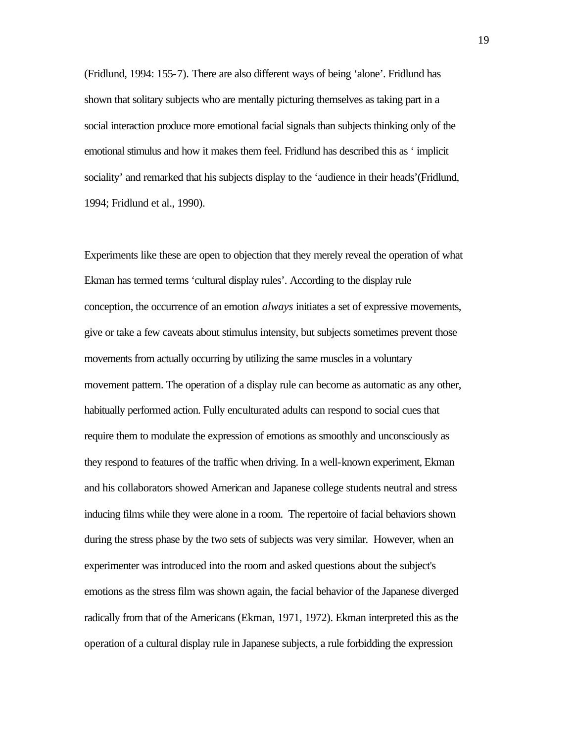(Fridlund, 1994: 155-7). There are also different ways of being 'alone'. Fridlund has shown that solitary subjects who are mentally picturing themselves as taking part in a social interaction produce more emotional facial signals than subjects thinking only of the emotional stimulus and how it makes them feel. Fridlund has described this as ' implicit sociality' and remarked that his subjects display to the 'audience in their heads'(Fridlund, 1994; Fridlund et al., 1990).

Experiments like these are open to objection that they merely reveal the operation of what Ekman has termed terms 'cultural display rules'. According to the display rule conception, the occurrence of an emotion *always* initiates a set of expressive movements, give or take a few caveats about stimulus intensity, but subjects sometimes prevent those movements from actually occurring by utilizing the same muscles in a voluntary movement pattern. The operation of a display rule can become as automatic as any other, habitually performed action. Fully enculturated adults can respond to social cues that require them to modulate the expression of emotions as smoothly and unconsciously as they respond to features of the traffic when driving. In a well-known experiment, Ekman and his collaborators showed American and Japanese college students neutral and stress inducing films while they were alone in a room. The repertoire of facial behaviors shown during the stress phase by the two sets of subjects was very similar. However, when an experimenter was introduced into the room and asked questions about the subject's emotions as the stress film was shown again, the facial behavior of the Japanese diverged radically from that of the Americans (Ekman, 1971, 1972). Ekman interpreted this as the operation of a cultural display rule in Japanese subjects, a rule forbidding the expression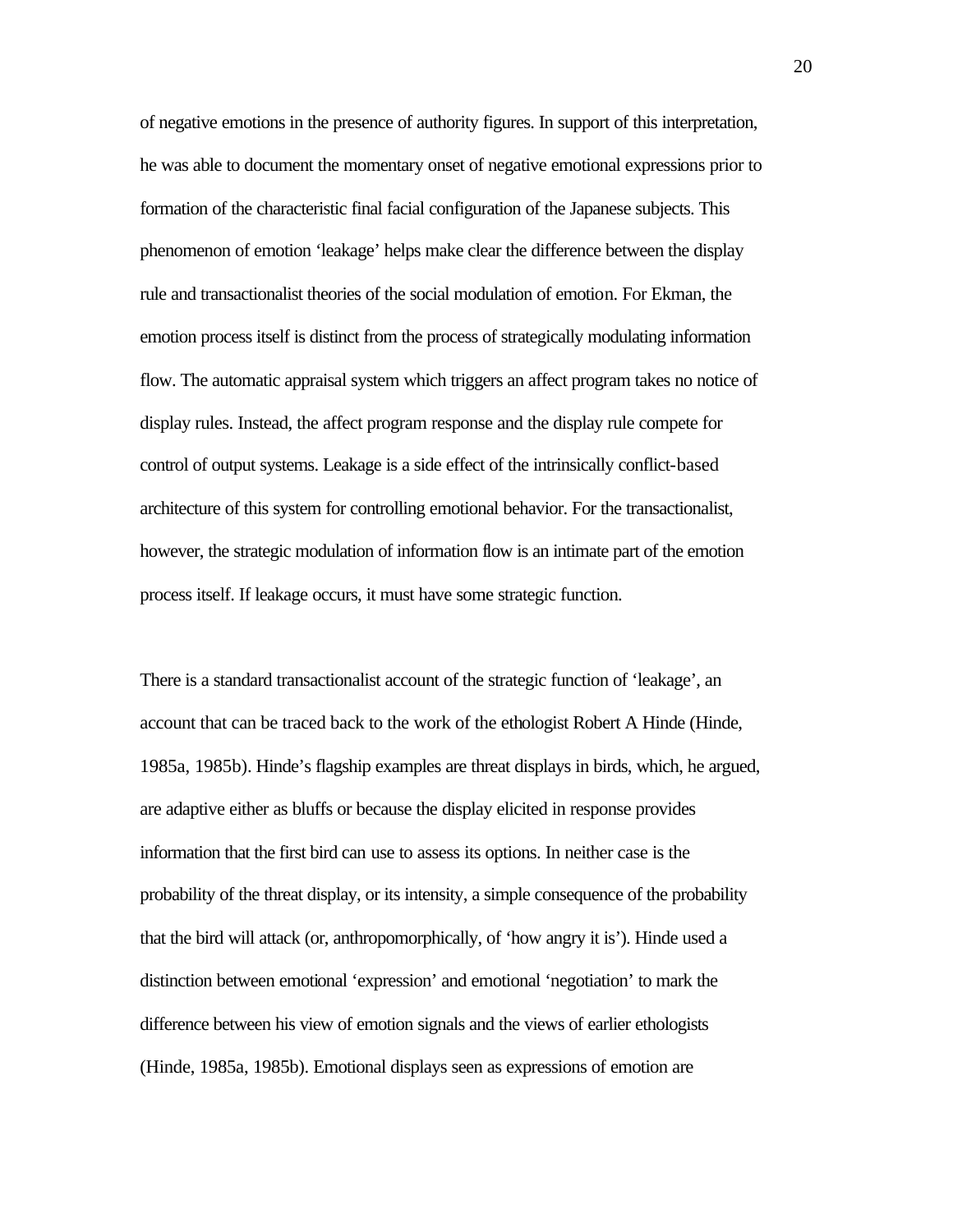of negative emotions in the presence of authority figures. In support of this interpretation, he was able to document the momentary onset of negative emotional expressions prior to formation of the characteristic final facial configuration of the Japanese subjects. This phenomenon of emotion 'leakage' helps make clear the difference between the display rule and transactionalist theories of the social modulation of emotion. For Ekman, the emotion process itself is distinct from the process of strategically modulating information flow. The automatic appraisal system which triggers an affect program takes no notice of display rules. Instead, the affect program response and the display rule compete for control of output systems. Leakage is a side effect of the intrinsically conflict-based architecture of this system for controlling emotional behavior. For the transactionalist, however, the strategic modulation of information flow is an intimate part of the emotion process itself. If leakage occurs, it must have some strategic function.

There is a standard transactionalist account of the strategic function of 'leakage', an account that can be traced back to the work of the ethologist Robert A Hinde (Hinde, 1985a, 1985b). Hinde's flagship examples are threat displays in birds, which, he argued, are adaptive either as bluffs or because the display elicited in response provides information that the first bird can use to assess its options. In neither case is the probability of the threat display, or its intensity, a simple consequence of the probability that the bird will attack (or, anthropomorphically, of 'how angry it is'). Hinde used a distinction between emotional 'expression' and emotional 'negotiation' to mark the difference between his view of emotion signals and the views of earlier ethologists (Hinde, 1985a, 1985b). Emotional displays seen as expressions of emotion are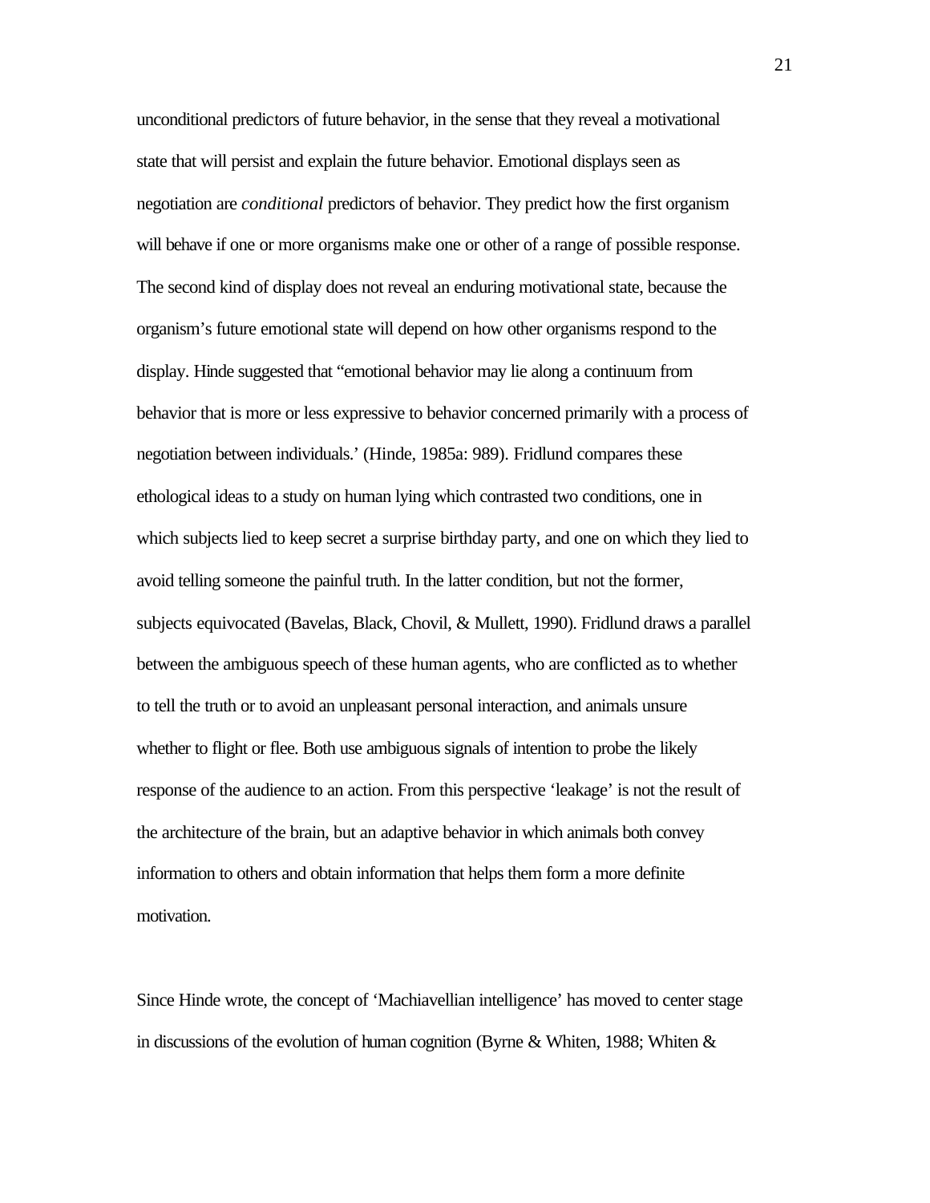unconditional predictors of future behavior, in the sense that they reveal a motivational state that will persist and explain the future behavior. Emotional displays seen as negotiation are *conditional* predictors of behavior. They predict how the first organism will behave if one or more organisms make one or other of a range of possible response. The second kind of display does not reveal an enduring motivational state, because the organism's future emotional state will depend on how other organisms respond to the display. Hinde suggested that "emotional behavior may lie along a continuum from behavior that is more or less expressive to behavior concerned primarily with a process of negotiation between individuals.' (Hinde, 1985a: 989). Fridlund compares these ethological ideas to a study on human lying which contrasted two conditions, one in which subjects lied to keep secret a surprise birthday party, and one on which they lied to avoid telling someone the painful truth. In the latter condition, but not the former, subjects equivocated (Bavelas, Black, Chovil, & Mullett, 1990). Fridlund draws a parallel between the ambiguous speech of these human agents, who are conflicted as to whether to tell the truth or to avoid an unpleasant personal interaction, and animals unsure whether to flight or flee. Both use ambiguous signals of intention to probe the likely response of the audience to an action. From this perspective 'leakage' is not the result of the architecture of the brain, but an adaptive behavior in which animals both convey information to others and obtain information that helps them form a more definite motivation.

Since Hinde wrote, the concept of 'Machiavellian intelligence' has moved to center stage in discussions of the evolution of human cognition (Byrne & Whiten, 1988; Whiten &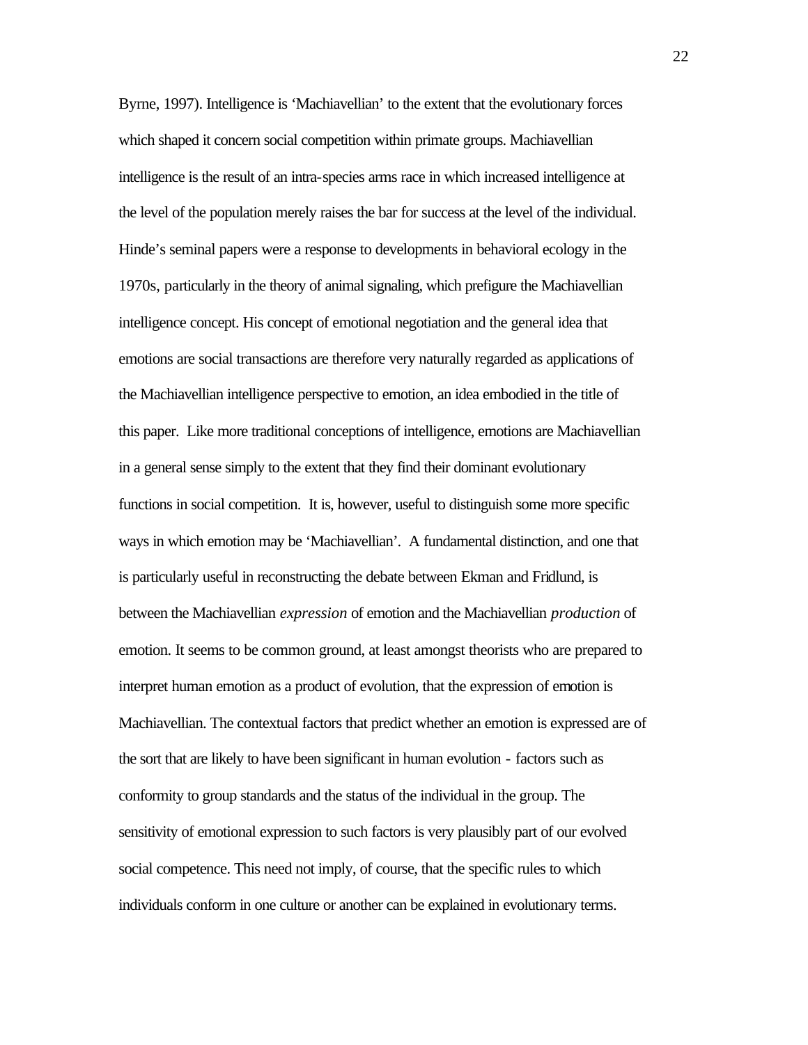Byrne, 1997). Intelligence is 'Machiavellian' to the extent that the evolutionary forces which shaped it concern social competition within primate groups. Machiavellian intelligence is the result of an intra-species arms race in which increased intelligence at the level of the population merely raises the bar for success at the level of the individual. Hinde's seminal papers were a response to developments in behavioral ecology in the 1970s, particularly in the theory of animal signaling, which prefigure the Machiavellian intelligence concept. His concept of emotional negotiation and the general idea that emotions are social transactions are therefore very naturally regarded as applications of the Machiavellian intelligence perspective to emotion, an idea embodied in the title of this paper. Like more traditional conceptions of intelligence, emotions are Machiavellian in a general sense simply to the extent that they find their dominant evolutionary functions in social competition. It is, however, useful to distinguish some more specific ways in which emotion may be 'Machiavellian'. A fundamental distinction, and one that is particularly useful in reconstructing the debate between Ekman and Fridlund, is between the Machiavellian *expression* of emotion and the Machiavellian *production* of emotion. It seems to be common ground, at least amongst theorists who are prepared to interpret human emotion as a product of evolution, that the expression of emotion is Machiavellian. The contextual factors that predict whether an emotion is expressed are of the sort that are likely to have been significant in human evolution - factors such as conformity to group standards and the status of the individual in the group. The sensitivity of emotional expression to such factors is very plausibly part of our evolved social competence. This need not imply, of course, that the specific rules to which individuals conform in one culture or another can be explained in evolutionary terms.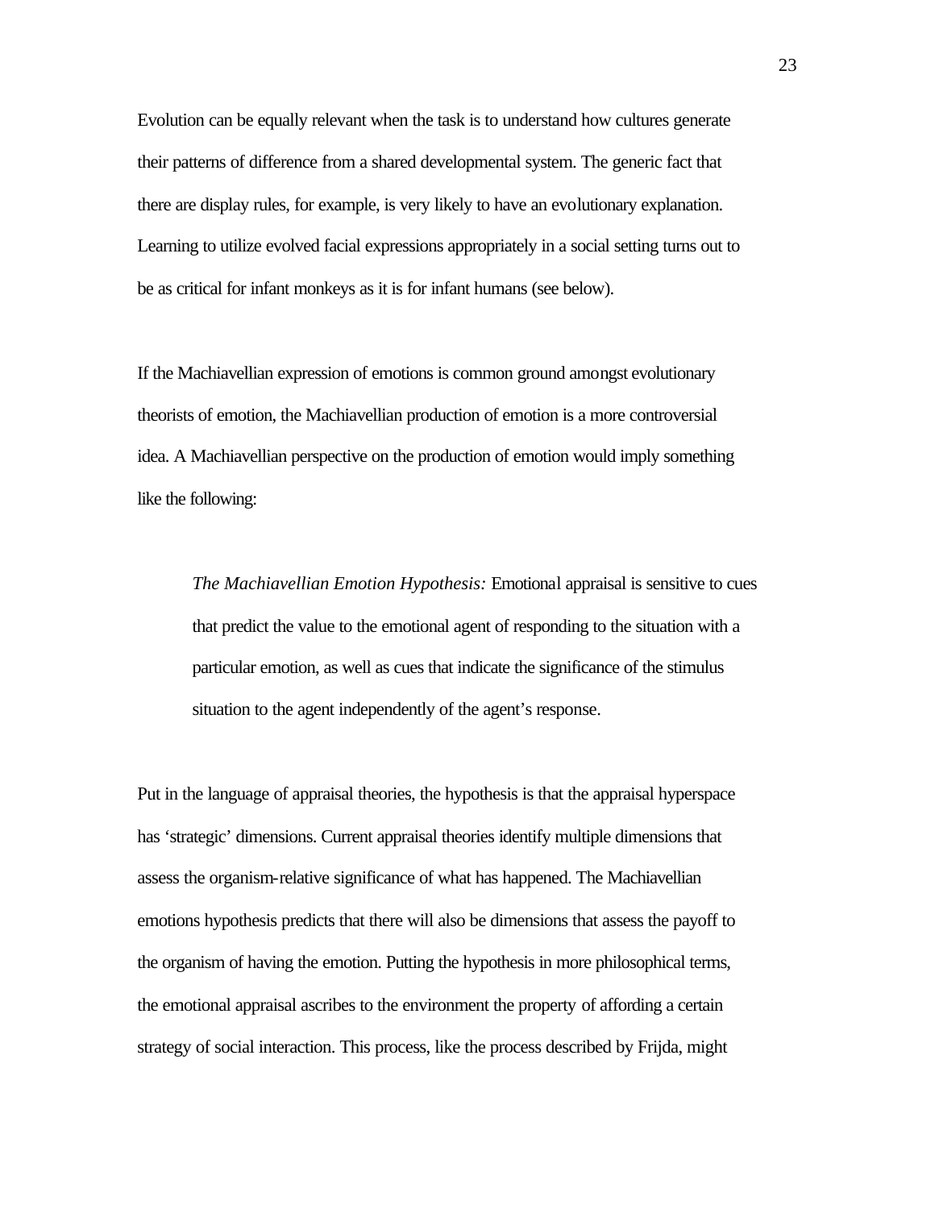Evolution can be equally relevant when the task is to understand how cultures generate their patterns of difference from a shared developmental system. The generic fact that there are display rules, for example, is very likely to have an evolutionary explanation. Learning to utilize evolved facial expressions appropriately in a social setting turns out to be as critical for infant monkeys as it is for infant humans (see below).

If the Machiavellian expression of emotions is common ground amongst evolutionary theorists of emotion, the Machiavellian production of emotion is a more controversial idea. A Machiavellian perspective on the production of emotion would imply something like the following:

> *The Machiavellian Emotion Hypothesis:* Emotional appraisal is sensitive to cues that predict the value to the emotional agent of responding to the situation with a particular emotion, as well as cues that indicate the significance of the stimulus situation to the agent independently of the agent's response.

Put in the language of appraisal theories, the hypothesis is that the appraisal hyperspace has 'strategic' dimensions. Current appraisal theories identify multiple dimensions that assess the organism-relative significance of what has happened. The Machiavellian emotions hypothesis predicts that there will also be dimensions that assess the payoff to the organism of having the emotion. Putting the hypothesis in more philosophical terms, the emotional appraisal ascribes to the environment the property of affording a certain strategy of social interaction. This process, like the process described by Frijda, might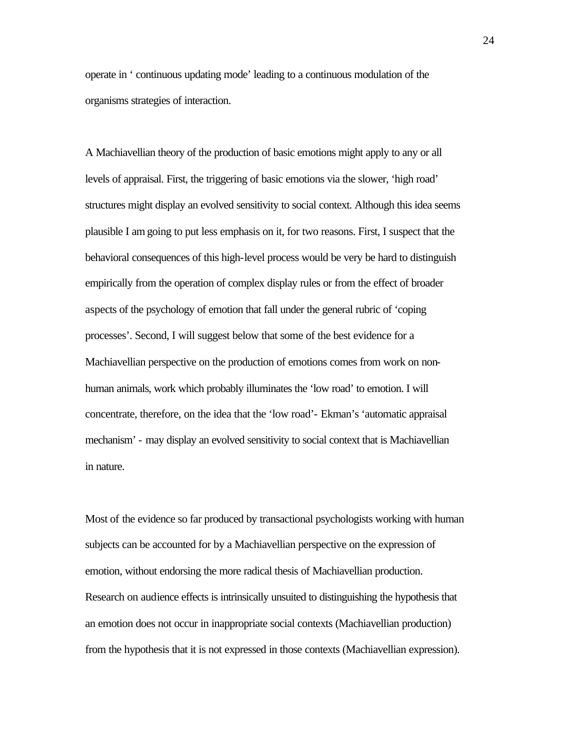operate in ' continuous updating mode' leading to a continuous modulation of the organisms strategies of interaction.

A Machiavellian theory of the production of basic emotions might apply to any or all levels of appraisal. First, the triggering of basic emotions via the slower, 'high road' structures might display an evolved sensitivity to social context. Although this idea seems plausible I am going to put less emphasis on it, for two reasons. First, I suspect that the behavioral consequences of this high-level process would be very be hard to distinguish empirically from the operation of complex display rules or from the effect of broader aspects of the psychology of emotion that fall under the general rubric of 'coping processes'. Second, I will suggest below that some of the best evidence for a Machiavellian perspective on the production of emotions comes from work on non-human animals, work which probably illuminates the 'low road' to emotion. I will concentrate, therefore, on the idea that the 'low road'- Ekman's 'automatic appraisal mechanism' - may display an evolved sensitivity to social context that is Machiavellian in nature.

Most of the evidence so far produced by transactional psychologists working with human subjects can be accounted for by a Machiavellian perspective on the expression of emotion, without endorsing the more radical thesis of Machiavellian production. Research on audience effects is intrinsically unsuited to distinguishing the hypothesis that an emotion does not occur in inappropriate social contexts (Machiavellian production) from the hypothesis that it is not expressed in those contexts (Machiavellian expression).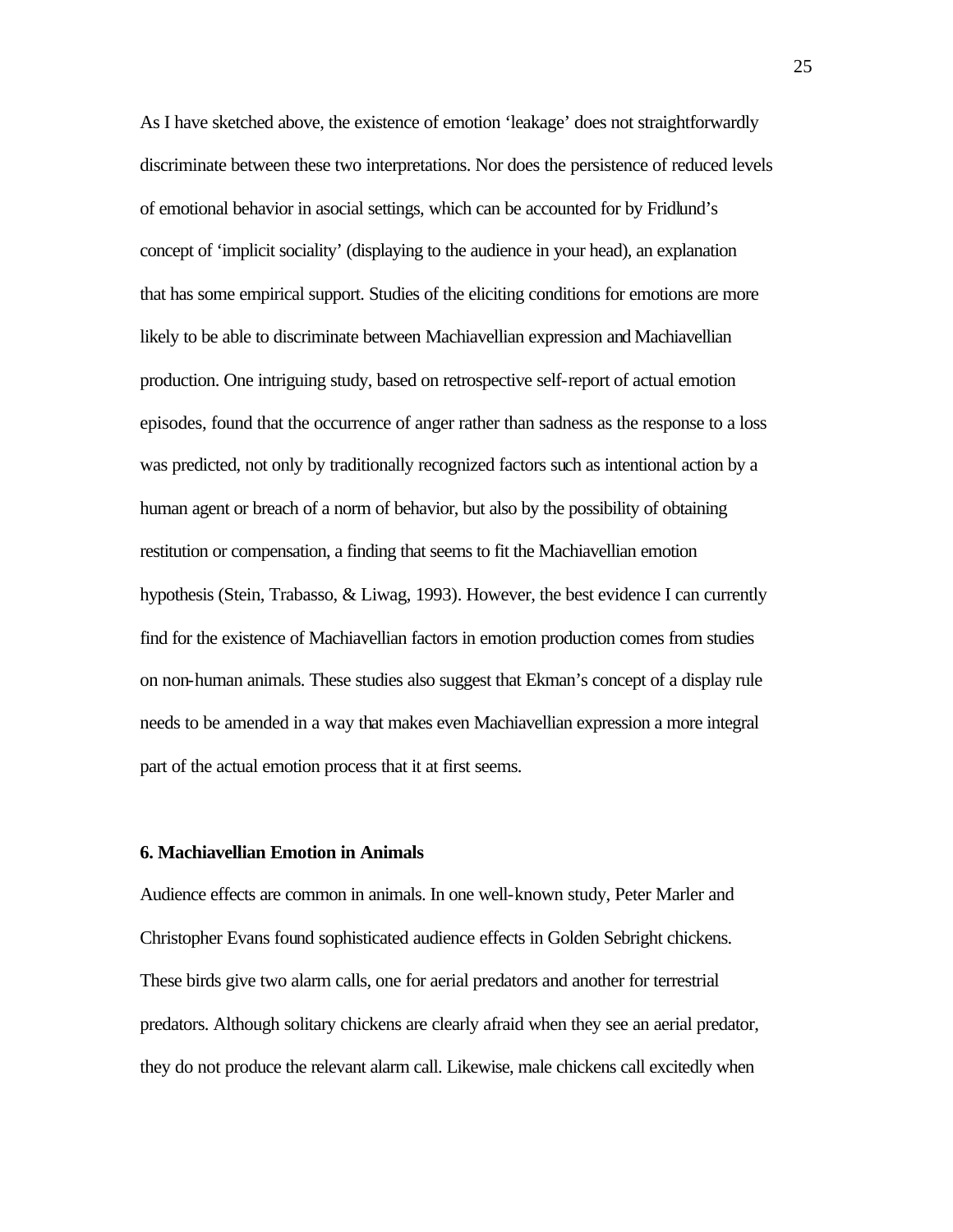As I have sketched above, the existence of emotion 'leakage' does not straightforwardly discriminate between these two interpretations. Nor does the persistence of reduced levels of emotional behavior in asocial settings, which can be accounted for by Fridlund's concept of 'implicit sociality' (displaying to the audience in your head), an explanation that has some empirical support. Studies of the eliciting conditions for emotions are more likely to be able to discriminate between Machiavellian expression and Machiavellian production. One intriguing study, based on retrospective self-report of actual emotion episodes, found that the occurrence of anger rather than sadness as the response to a loss was predicted, not only by traditionally recognized factors such as intentional action by a human agent or breach of a norm of behavior, but also by the possibility of obtaining restitution or compensation, a finding that seems to fit the Machiavellian emotion hypothesis (Stein, Trabasso, & Liwag, 1993). However, the best evidence I can currently find for the existence of Machiavellian factors in emotion production comes from studies on non-human animals. These studies also suggest that Ekman's concept of a display rule needs to be amended in a way that makes even Machiavellian expression a more integral part of the actual emotion process that it at first seems.

### 6. Machiavellian Emotion in Animals

Audience effects are common in animals. In one well-known study, Peter Marler and Christopher Evans found sophisticated audience effects in Golden Sebright chickens. These birds give two alarm calls, one for aerial predators and another for terrestrial predators. Although solitary chickens are clearly afraid when they see an aerial predator, they do not produce the relevant alarm call. Likewise, male chickens call excitedly when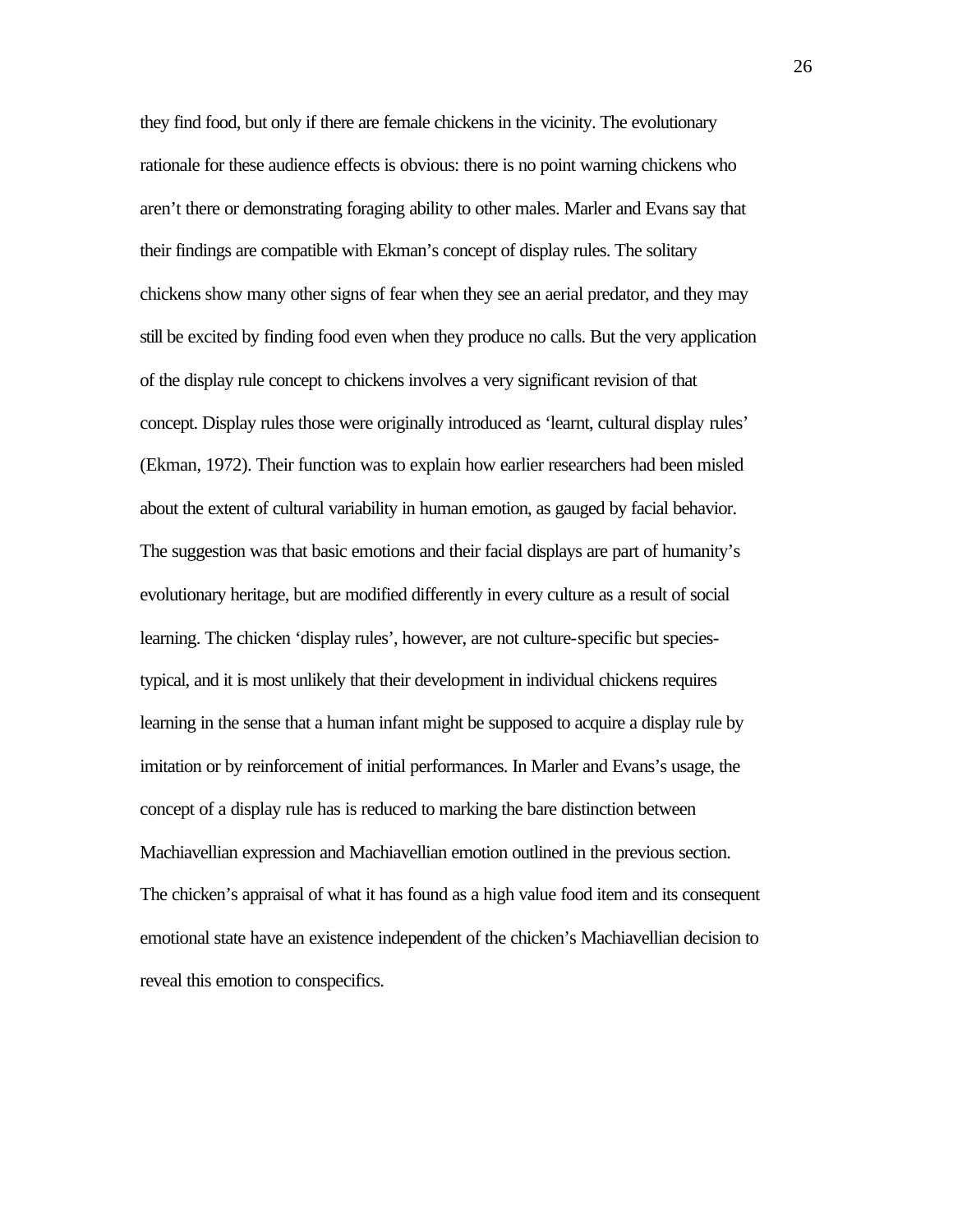they find food, but only if there are female chickens in the vicinity. The evolutionary rationale for these audience effects is obvious: there is no point warning chickens who aren't there or demonstrating foraging ability to other males. Marler and Evans say that their findings are compatible with Ekman's concept of display rules. The solitary chickens show many other signs of fear when they see an aerial predator, and they may still be excited by finding food even when they produce no calls. But the very application of the display rule concept to chickens involves a very significant revision of that concept. Display rules those were originally introduced as 'learnt, cultural display rules' (Ekman, 1972). Their function was to explain how earlier researchers had been misled about the extent of cultural variability in human emotion, as gauged by facial behavior. The suggestion was that basic emotions and their facial displays are part of humanity's evolutionary heritage, but are modified differently in every culture as a result of social learning. The chicken 'display rules', however, are not culture-specific but species-typical, and it is most unlikely that their development in individual chickens requires learning in the sense that a human infant might be supposed to acquire a display rule by imitation or by reinforcement of initial performances. In Marler and Evans's usage, the concept of a display rule has is reduced to marking the bare distinction between Machiavellian expression and Machiavellian emotion outlined in the previous section. The chicken's appraisal of what it has found as a high value food item and its consequent emotional state have an existence independent of the chicken's Machiavellian decision to reveal this emotion to conspecifics.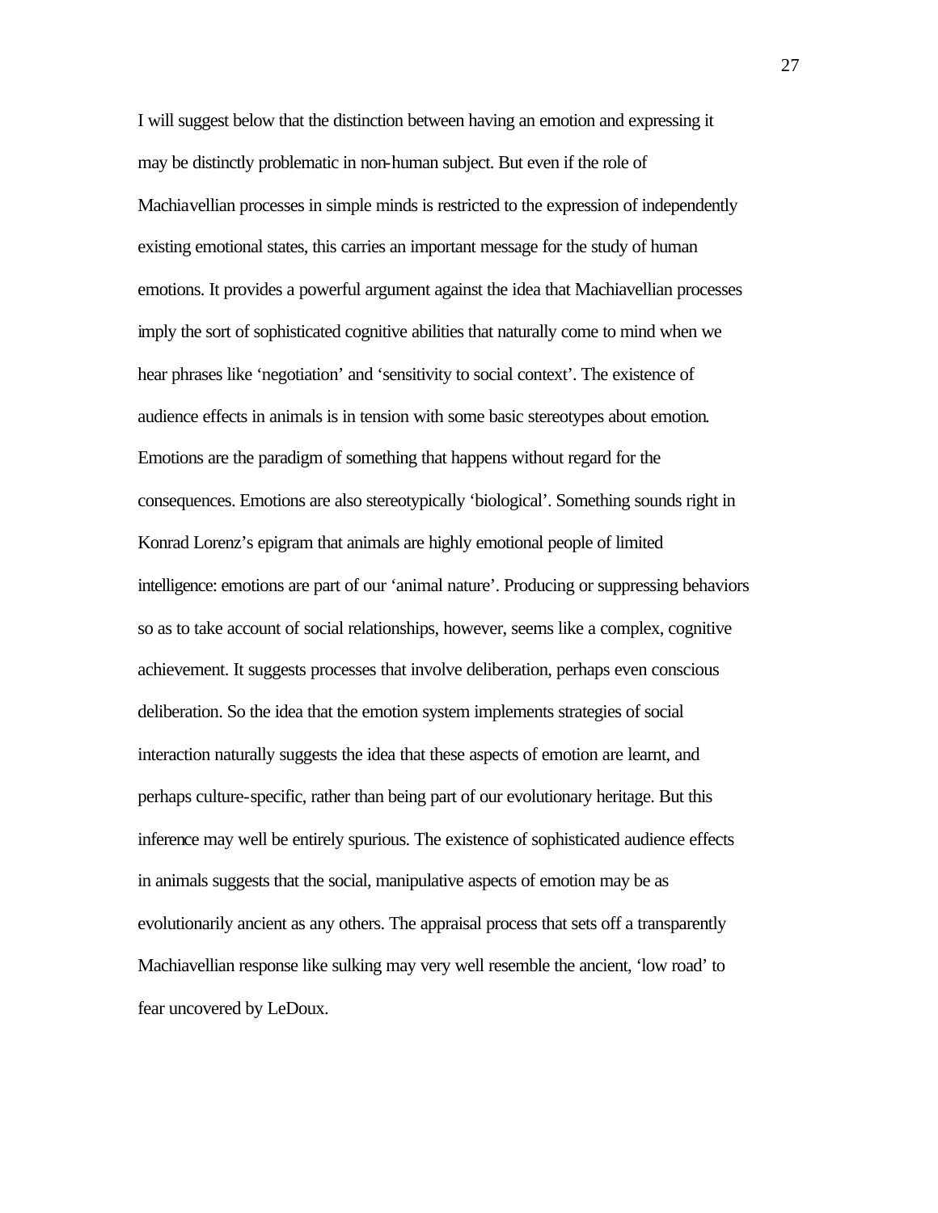I will suggest below that the distinction between having an emotion and expressing it may be distinctly problematic in non-human subject. But even if the role of Machiavellian processes in simple minds is restricted to the expression of independently existing emotional states, this carries an important message for the study of human emotions. It provides a powerful argument against the idea that Machiavellian processes imply the sort of sophisticated cognitive abilities that naturally come to mind when we hear phrases like 'negotiation' and 'sensitivity to social context'. The existence of audience effects in animals is in tension with some basic stereotypes about emotion. Emotions are the paradigm of something that happens without regard for the consequences. Emotions are also stereotypically 'biological'. Something sounds right in Konrad Lorenz's epigram that animals are highly emotional people of limited intelligence: emotions are part of our 'animal nature'. Producing or suppressing behaviors so as to take account of social relationships, however, seems like a complex, cognitive achievement. It suggests processes that involve deliberation, perhaps even conscious deliberation. So the idea that the emotion system implements strategies of social interaction naturally suggests the idea that these aspects of emotion are learnt, and perhaps culture-specific, rather than being part of our evolutionary heritage. But this inference may well be entirely spurious. The existence of sophisticated audience effects in animals suggests that the social, manipulative aspects of emotion may be as evolutionarily ancient as any others. The appraisal process that sets off a transparently Machiavellian response like sulking may very well resemble the ancient, 'low road' to fear uncovered by LeDoux.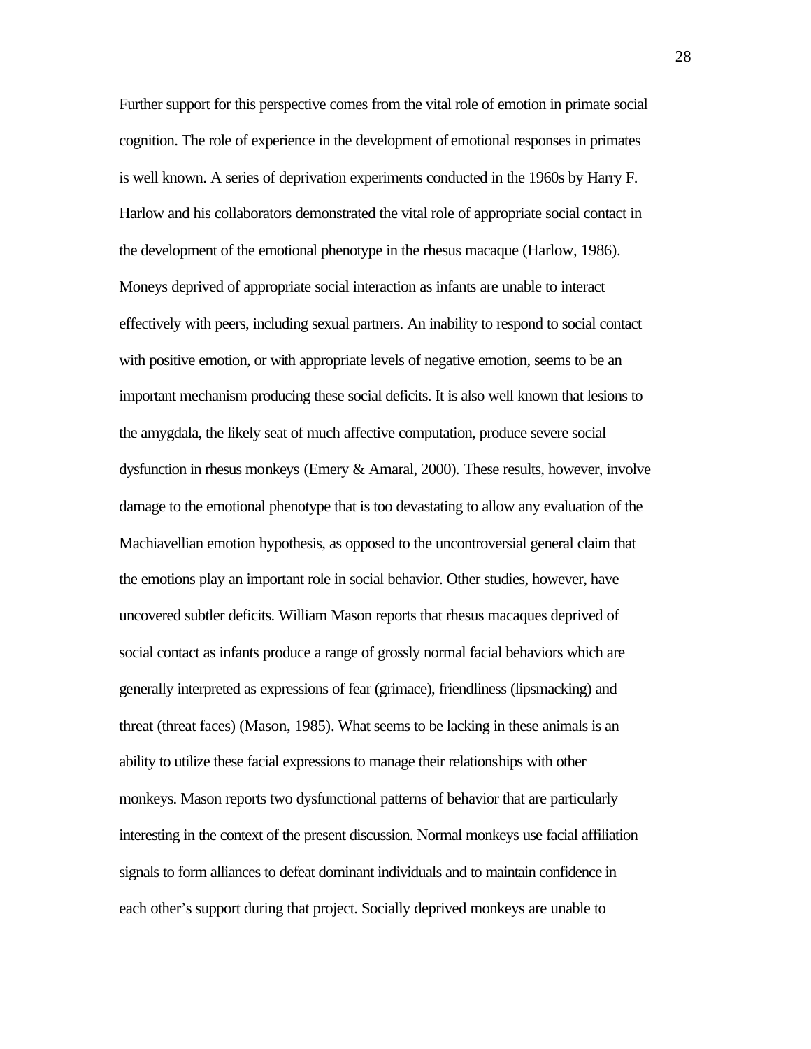Further support for this perspective comes from the vital role of emotion in primate social cognition. The role of experience in the development of emotional responses in primates is well known. A series of deprivation experiments conducted in the 1960s by Harry F. Harlow and his collaborators demonstrated the vital role of appropriate social contact in the development of the emotional phenotype in the rhesus macaque (Harlow, 1986). Moneys deprived of appropriate social interaction as infants are unable to interact effectively with peers, including sexual partners. An inability to respond to social contact with positive emotion, or with appropriate levels of negative emotion, seems to be an important mechanism producing these social deficits. It is also well known that lesions to the amygdala, the likely seat of much affective computation, produce severe social dysfunction in rhesus monkeys (Emery & Amaral, 2000). These results, however, involve damage to the emotional phenotype that is too devastating to allow any evaluation of the Machiavellian emotion hypothesis, as opposed to the uncontroversial general claim that the emotions play an important role in social behavior. Other studies, however, have uncovered subtler deficits. William Mason reports that rhesus macaques deprived of social contact as infants produce a range of grossly normal facial behaviors which are generally interpreted as expressions of fear (grimace), friendliness (lipsmacking) and threat (threat faces) (Mason, 1985). What seems to be lacking in these animals is an ability to utilize these facial expressions to manage their relationships with other monkeys. Mason reports two dysfunctional patterns of behavior that are particularly interesting in the context of the present discussion. Normal monkeys use facial affiliation signals to form alliances to defeat dominant individuals and to maintain confidence in each other's support during that project. Socially deprived monkeys are unable to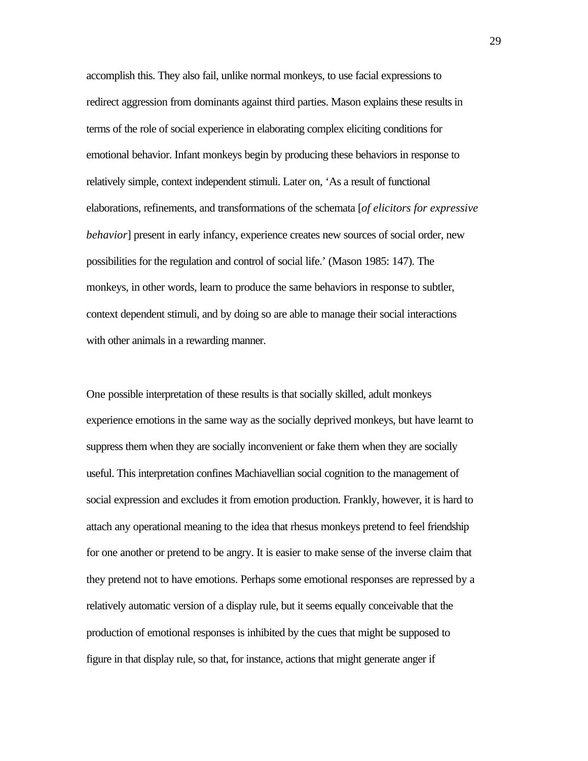accomplish this. They also fail, unlike normal monkeys, to use facial expressions to redirect aggression from dominants against third parties. Mason explains these results in terms of the role of social experience in elaborating complex eliciting conditions for emotional behavior. Infant monkeys begin by producing these behaviors in response to relatively simple, context independent stimuli. Later on, 'As a result of functional elaborations, refinements, and transformations of the schemata [*of elicitors for expressive behavior*] present in early infancy, experience creates new sources of social order, new possibilities for the regulation and control of social life.' (Mason 1985: 147). The monkeys, in other words, learn to produce the same behaviors in response to subtler, context dependent stimuli, and by doing so are able to manage their social interactions with other animals in a rewarding manner.

One possible interpretation of these results is that socially skilled, adult monkeys experience emotions in the same way as the socially deprived monkeys, but have learnt to suppress them when they are socially inconvenient or fake them when they are socially useful. This interpretation confines Machiavellian social cognition to the management of social expression and excludes it from emotion production. Frankly, however, it is hard to attach any operational meaning to the idea that rhesus monkeys pretend to feel friendship for one another or pretend to be angry. It is easier to make sense of the inverse claim that they pretend not to have emotions. Perhaps some emotional responses are repressed by a relatively automatic version of a display rule, but it seems equally conceivable that the production of emotional responses is inhibited by the cues that might be supposed to figure in that display rule, so that, for instance, actions that might generate anger if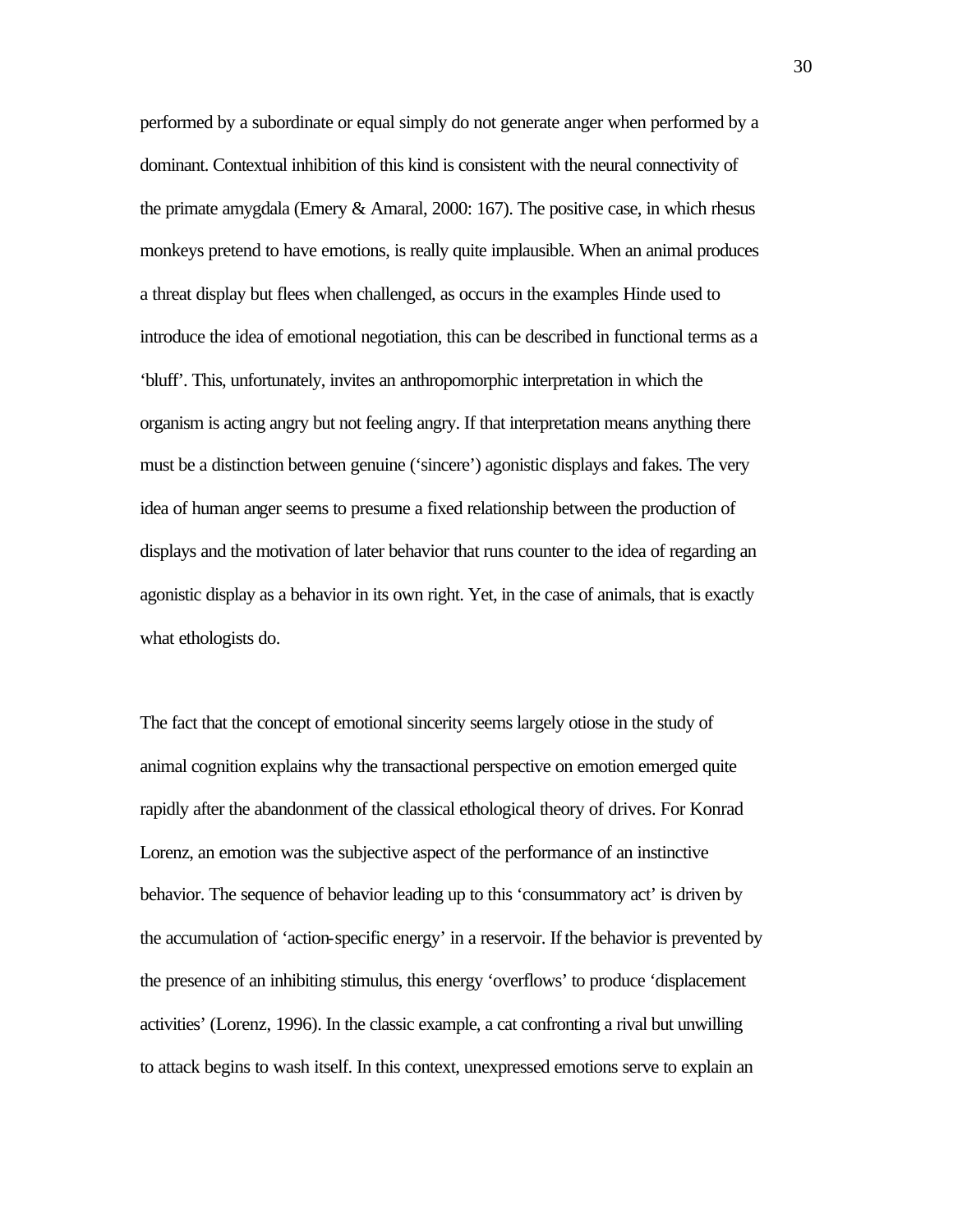performed by a subordinate or equal simply do not generate anger when performed by a dominant. Contextual inhibition of this kind is consistent with the neural connectivity of the primate amygdala (Emery & Amaral, 2000: 167). The positive case, in which rhesus monkeys pretend to have emotions, is really quite implausible. When an animal produces a threat display but flees when challenged, as occurs in the examples Hinde used to introduce the idea of emotional negotiation, this can be described in functional terms as a 'bluff'. This, unfortunately, invites an anthropomorphic interpretation in which the organism is acting angry but not feeling angry. If that interpretation means anything there must be a distinction between genuine ('sincere') agonistic displays and fakes. The very idea of human anger seems to presume a fixed relationship between the production of displays and the motivation of later behavior that runs counter to the idea of regarding an agonistic display as a behavior in its own right. Yet, in the case of animals, that is exactly what ethologists do.

The fact that the concept of emotional sincerity seems largely otiose in the study of animal cognition explains why the transactional perspective on emotion emerged quite rapidly after the abandonment of the classical ethological theory of drives. For Konrad Lorenz, an emotion was the subjective aspect of the performance of an instinctive behavior. The sequence of behavior leading up to this 'consummatory act' is driven by the accumulation of 'action-specific energy' in a reservoir. If the behavior is prevented by the presence of an inhibiting stimulus, this energy 'overflows' to produce 'displacement activities' (Lorenz, 1996). In the classic example, a cat confronting a rival but unwilling to attack begins to wash itself. In this context, unexpressed emotions serve to explain an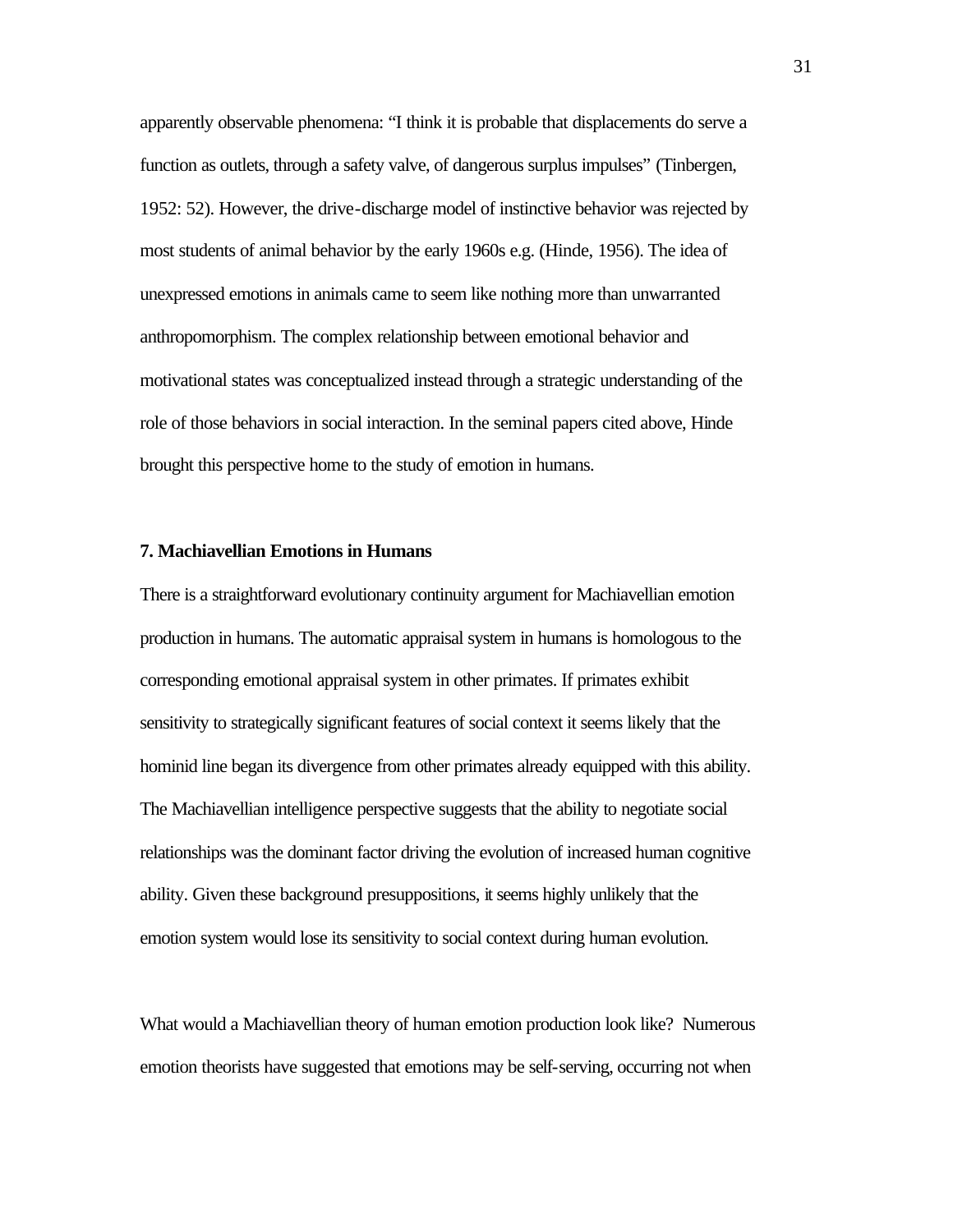apparently observable phenomena: “I think it is probable that displacements do serve a function as outlets, through a safety valve, of dangerous surplus impulses” (Tinbergen, 1952: 52). However, the drive-discharge model of instinctive behavior was rejected by most students of animal behavior by the early 1960s e.g. (Hinde, 1956). The idea of unexpressed emotions in animals came to seem like nothing more than unwarranted anthropomorphism. The complex relationship between emotional behavior and motivational states was conceptualized instead through a strategic understanding of the role of those behaviors in social interaction. In the seminal papers cited above, Hinde brought this perspective home to the study of emotion in humans.

**7. Machiavellian Emotions in Humans**

There is a straightforward evolutionary continuity argument for Machiavellian emotion production in humans. The automatic appraisal system in humans is homologous to the corresponding emotional appraisal system in other primates. If primates exhibit sensitivity to strategically significant features of social context it seems likely that the hominid line began its divergence from other primates already equipped with this ability. The Machiavellian intelligence perspective suggests that the ability to negotiate social relationships was the dominant factor driving the evolution of increased human cognitive ability. Given these background presuppositions, it seems highly unlikely that the emotion system would lose its sensitivity to social context during human evolution.

What would a Machiavellian theory of human emotion production look like? Numerous emotion theorists have suggested that emotions may be self-serving, occurring not when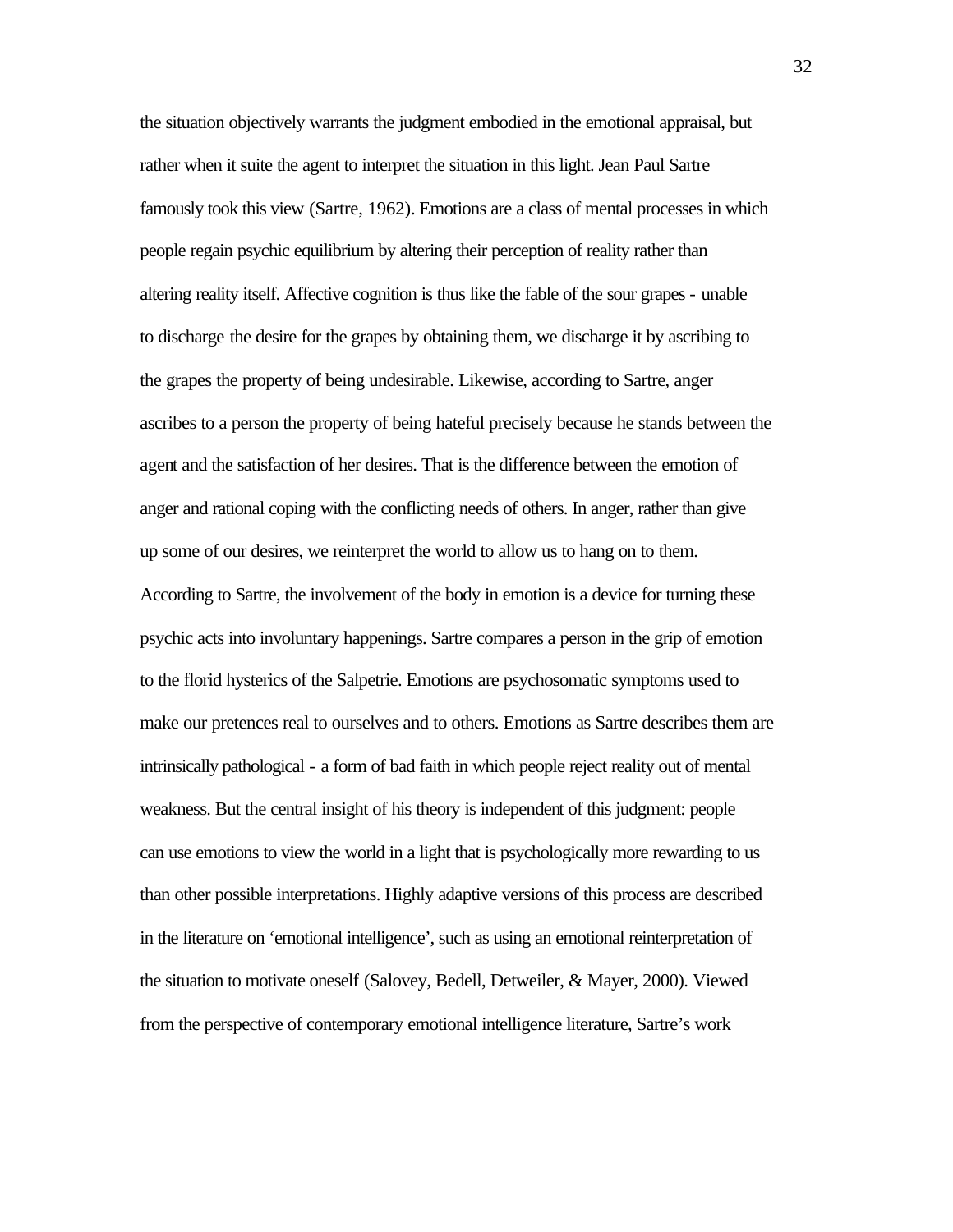the situation objectively warrants the judgment embodied in the emotional appraisal, but rather when it suite the agent to interpret the situation in this light. Jean Paul Sartre famously took this view (Sartre, 1962). Emotions are a class of mental processes in which people regain psychic equilibrium by altering their perception of reality rather than altering reality itself. Affective cognition is thus like the fable of the sour grapes - unable to discharge the desire for the grapes by obtaining them, we discharge it by ascribing to the grapes the property of being undesirable. Likewise, according to Sartre, anger ascribes to a person the property of being hateful precisely because he stands between the agent and the satisfaction of her desires. That is the difference between the emotion of anger and rational coping with the conflicting needs of others. In anger, rather than give up some of our desires, we reinterpret the world to allow us to hang on to them. According to Sartre, the involvement of the body in emotion is a device for turning these psychic acts into involuntary happenings. Sartre compares a person in the grip of emotion to the florid hysterics of the Salpetrie. Emotions are psychosomatic symptoms used to make our pretences real to ourselves and to others. Emotions as Sartre describes them are intrinsically pathological - a form of bad faith in which people reject reality out of mental weakness. But the central insight of his theory is independent of this judgment: people can use emotions to view the world in a light that is psychologically more rewarding to us than other possible interpretations. Highly adaptive versions of this process are described in the literature on 'emotional intelligence', such as using an emotional reinterpretation of the situation to motivate oneself (Salovey, Bedell, Detweiler, & Mayer, 2000). Viewed from the perspective of contemporary emotional intelligence literature, Sartre's work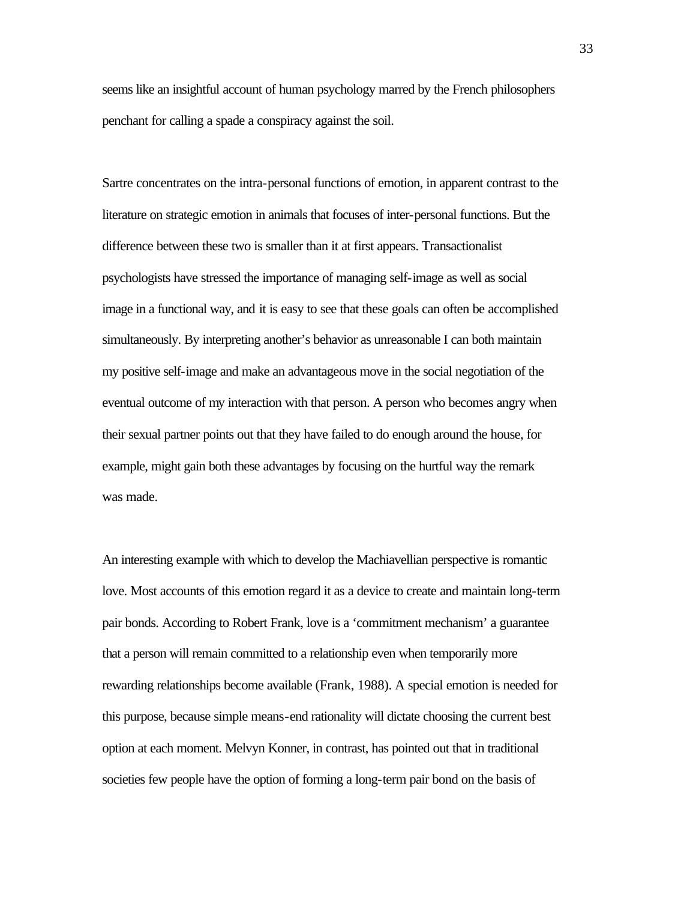seems like an insightful account of human psychology marred by the French philosophers penchant for calling a spade a conspiracy against the soil.

Sartre concentrates on the intra-personal functions of emotion, in apparent contrast to the literature on strategic emotion in animals that focuses of inter-personal functions. But the difference between these two is smaller than it at first appears. Transactionalist psychologists have stressed the importance of managing self-image as well as social image in a functional way, and it is easy to see that these goals can often be accomplished simultaneously. By interpreting another's behavior as unreasonable I can both maintain my positive self-image and make an advantageous move in the social negotiation of the eventual outcome of my interaction with that person. A person who becomes angry when their sexual partner points out that they have failed to do enough around the house, for example, might gain both these advantages by focusing on the hurtful way the remark was made.

An interesting example with which to develop the Machiavellian perspective is romantic love. Most accounts of this emotion regard it as a device to create and maintain long-term pair bonds. According to Robert Frank, love is a 'commitment mechanism' a guarantee that a person will remain committed to a relationship even when temporarily more rewarding relationships become available (Frank, 1988). A special emotion is needed for this purpose, because simple means-end rationality will dictate choosing the current best option at each moment. Melvyn Konner, in contrast, has pointed out that in traditional societies few people have the option of forming a long-term pair bond on the basis of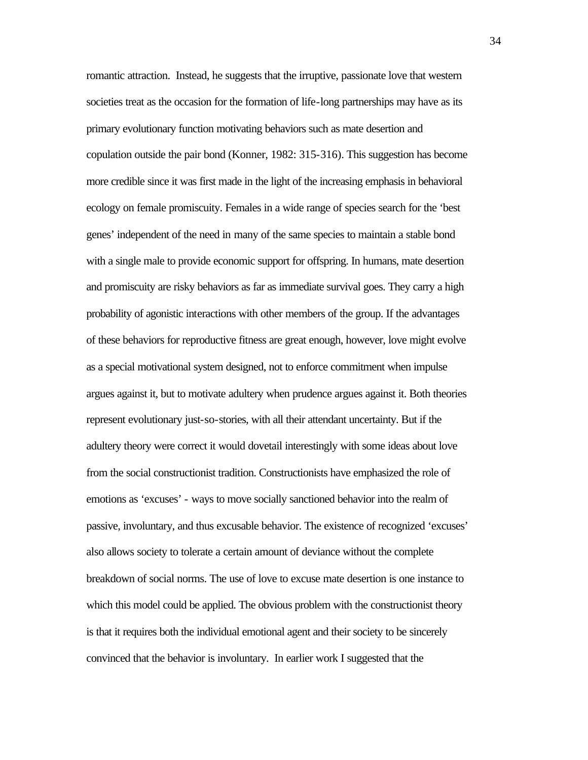romantic attraction. Instead, he suggests that the irruptive, passionate love that western societies treat as the occasion for the formation of life-long partnerships may have as its primary evolutionary function motivating behaviors such as mate desertion and copulation outside the pair bond (Konner, 1982: 315-316). This suggestion has become more credible since it was first made in the light of the increasing emphasis in behavioral ecology on female promiscuity. Females in a wide range of species search for the 'best genes' independent of the need in many of the same species to maintain a stable bond with a single male to provide economic support for offspring. In humans, mate desertion and promiscuity are risky behaviors as far as immediate survival goes. They carry a high probability of agonistic interactions with other members of the group. If the advantages of these behaviors for reproductive fitness are great enough, however, love might evolve as a special motivational system designed, not to enforce commitment when impulse argues against it, but to motivate adultery when prudence argues against it. Both theories represent evolutionary just-so-stories, with all their attendant uncertainty. But if the adultery theory were correct it would dovetail interestingly with some ideas about love from the social constructionist tradition. Constructionists have emphasized the role of emotions as 'excuses' - ways to move socially sanctioned behavior into the realm of passive, involuntary, and thus excusable behavior. The existence of recognized 'excuses' also allows society to tolerate a certain amount of deviance without the complete breakdown of social norms. The use of love to excuse mate desertion is one instance to which this model could be applied. The obvious problem with the constructionist theory is that it requires both the individual emotional agent and their society to be sincerely convinced that the behavior is involuntary. In earlier work I suggested that the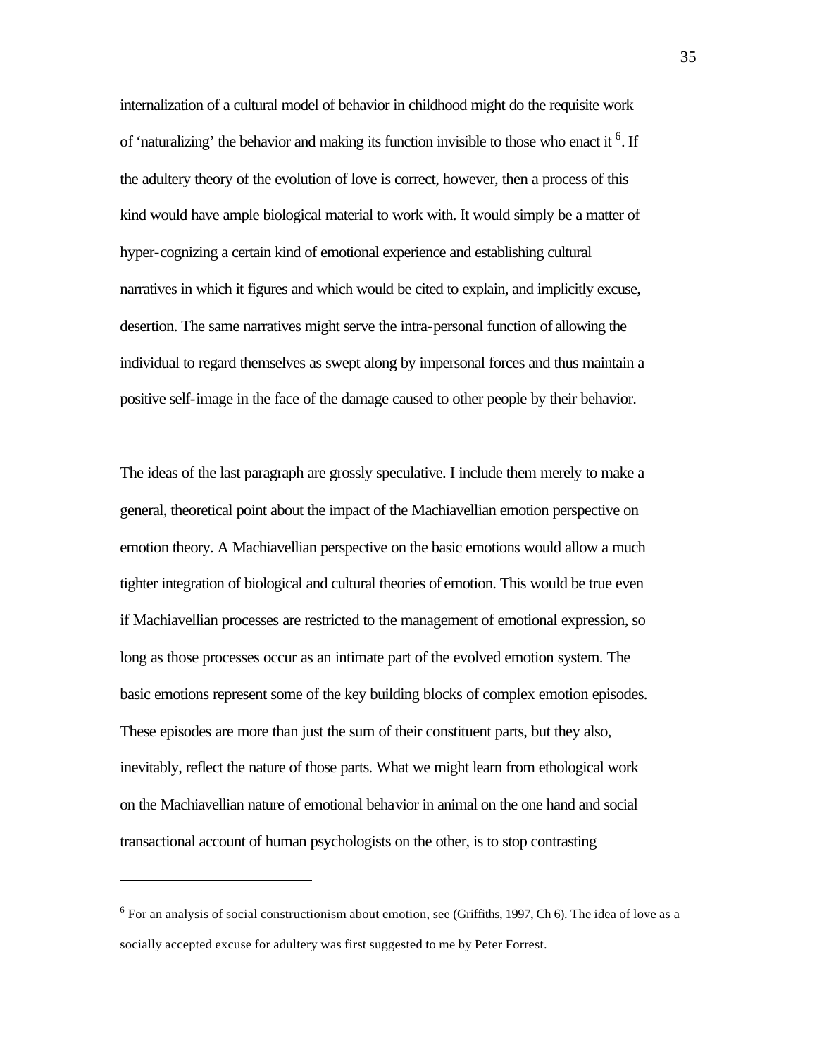internalization of a cultural model of behavior in childhood might do the requisite work of 'naturalizing' the behavior and making its function invisible to those who enact it [6]. If the adultery theory of the evolution of love is correct, however, then a process of this kind would have ample biological material to work with. It would simply be a matter of hyper-cognizing a certain kind of emotional experience and establishing cultural narratives in which it figures and which would be cited to explain, and implicitly excuse, desertion. The same narratives might serve the intra-personal function of allowing the individual to regard themselves as swept along by impersonal forces and thus maintain a positive self-image in the face of the damage caused to other people by their behavior.

The ideas of the last paragraph are grossly speculative. I include them merely to make a general, theoretical point about the impact of the Machiavellian emotion perspective on emotion theory. A Machiavellian perspective on the basic emotions would allow a much tighter integration of biological and cultural theories of emotion. This would be true even if Machiavellian processes are restricted to the management of emotional expression, so long as those processes occur as an intimate part of the evolved emotion system. The basic emotions represent some of the key building blocks of complex emotion episodes. These episodes are more than just the sum of their constituent parts, but they also, inevitably, reflect the nature of those parts. What we might learn from ethological work on the Machiavellian nature of emotional behavior in animal on the one hand and social transactional account of human psychologists on the other, is to stop contrasting

---

[6] For an analysis of social constructionism about emotion, see (Griffiths, 1997, Ch 6). The idea of love as a socially accepted excuse for adultery was first suggested to me by Peter Forrest.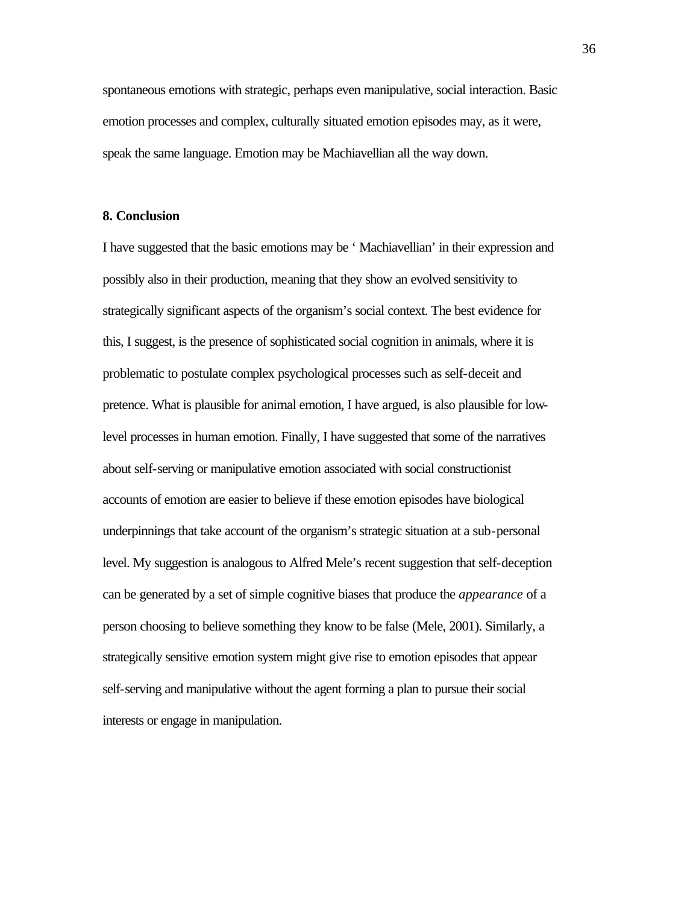spontaneous emotions with strategic, perhaps even manipulative, social interaction. Basic emotion processes and complex, culturally situated emotion episodes may, as it were, speak the same language. Emotion may be Machiavellian all the way down.

## 8. Conclusion

I have suggested that the basic emotions may be ' Machiavellian' in their expression and possibly also in their production, meaning that they show an evolved sensitivity to strategically significant aspects of the organism's social context. The best evidence for this, I suggest, is the presence of sophisticated social cognition in animals, where it is problematic to postulate complex psychological processes such as self-deceit and pretence. What is plausible for animal emotion, I have argued, is also plausible for low-level processes in human emotion. Finally, I have suggested that some of the narratives about self-serving or manipulative emotion associated with social constructionist accounts of emotion are easier to believe if these emotion episodes have biological underpinnings that take account of the organism's strategic situation at a sub-personal level. My suggestion is analogous to Alfred Mele's recent suggestion that self-deception can be generated by a set of simple cognitive biases that produce the *appearance* of a person choosing to believe something they know to be false (Mele, 2001). Similarly, a strategically sensitive emotion system might give rise to emotion episodes that appear self-serving and manipulative without the agent forming a plan to pursue their social interests or engage in manipulation.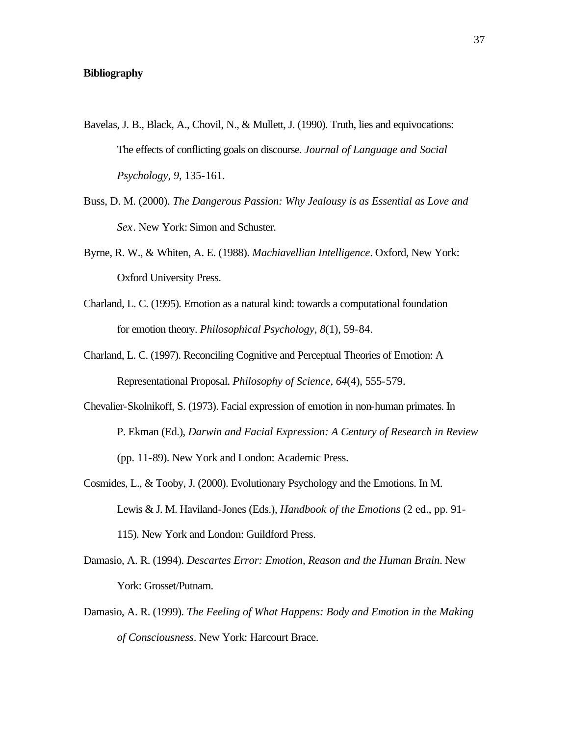**Bibliography**

Bavelas, J. B., Black, A., Chovil, N., & Mullett, J. (1990). Truth, lies and equivocations: The effects of conflicting goals on discourse. *Journal of Language and Social Psychology, 9*, 135-161.

Buss, D. M. (2000). *The Dangerous Passion: Why Jealousy is as Essential as Love and Sex*. New York: Simon and Schuster.

Byrne, R. W., & Whiten, A. E. (1988). *Machiavellian Intelligence*. Oxford, New York: Oxford University Press.

Charland, L. C. (1995). Emotion as a natural kind: towards a computational foundation for emotion theory. *Philosophical Psychology, 8*(1), 59-84.

Charland, L. C. (1997). Reconciling Cognitive and Perceptual Theories of Emotion: A Representational Proposal. *Philosophy of Science, 64*(4), 555-579.

Chevalier-Skolnikoff, S. (1973). Facial expression of emotion in non-human primates. In P. Ekman (Ed.), *Darwin and Facial Expression: A Century of Research in Review* (pp. 11-89). New York and London: Academic Press.

Cosmides, L., & Tooby, J. (2000). Evolutionary Psychology and the Emotions. In M. Lewis & J. M. Haviland-Jones (Eds.), *Handbook of the Emotions* (2 ed., pp. 91-115). New York and London: Guildford Press.

Damasio, A. R. (1994). *Descartes Error: Emotion, Reason and the Human Brain*. New York: Grosset/Putnam.

Damasio, A. R. (1999). *The Feeling of What Happens: Body and Emotion in the Making of Consciousness*. New York: Harcourt Brace.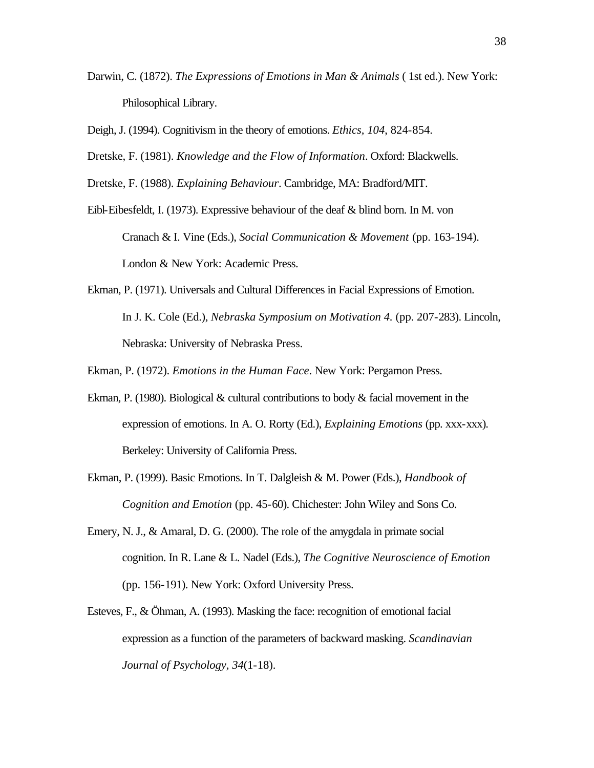Darwin, C. (1872). *The Expressions of Emotions in Man & Animals* ( 1st ed.). New York: Philosophical Library.

Deigh, J. (1994). Cognitivism in the theory of emotions. *Ethics, 104*, 824-854.

Dretske, F. (1981). *Knowledge and the Flow of Information*. Oxford: Blackwells.

Dretske, F. (1988). *Explaining Behaviour*. Cambridge, MA: Bradford/MIT.

Eibl-Eibesfeldt, I. (1973). Expressive behaviour of the deaf & blind born. In M. von Cranach & I. Vine (Eds.), *Social Communication & Movement* (pp. 163-194). London & New York: Academic Press.

Ekman, P. (1971). Universals and Cultural Differences in Facial Expressions of Emotion. In J. K. Cole (Ed.), *Nebraska Symposium on Motivation 4.* (pp. 207-283). Lincoln, Nebraska: University of Nebraska Press.

Ekman, P. (1972). *Emotions in the Human Face*. New York: Pergamon Press.

Ekman, P. (1980). Biological & cultural contributions to body & facial movement in the expression of emotions. In A. O. Rorty (Ed.), *Explaining Emotions* (pp. xxx-xxx). Berkeley: University of California Press.

Ekman, P. (1999). Basic Emotions. In T. Dalgleish & M. Power (Eds.), *Handbook of Cognition and Emotion* (pp. 45-60). Chichester: John Wiley and Sons Co.

Emery, N. J., & Amaral, D. G. (2000). The role of the amygdala in primate social cognition. In R. Lane & L. Nadel (Eds.), *The Cognitive Neuroscience of Emotion* (pp. 156-191). New York: Oxford University Press.

Esteves, F., & Öhman, A. (1993). Masking the face: recognition of emotional facial expression as a function of the parameters of backward masking. *Scandinavian Journal of Psychology, 34*(1-18).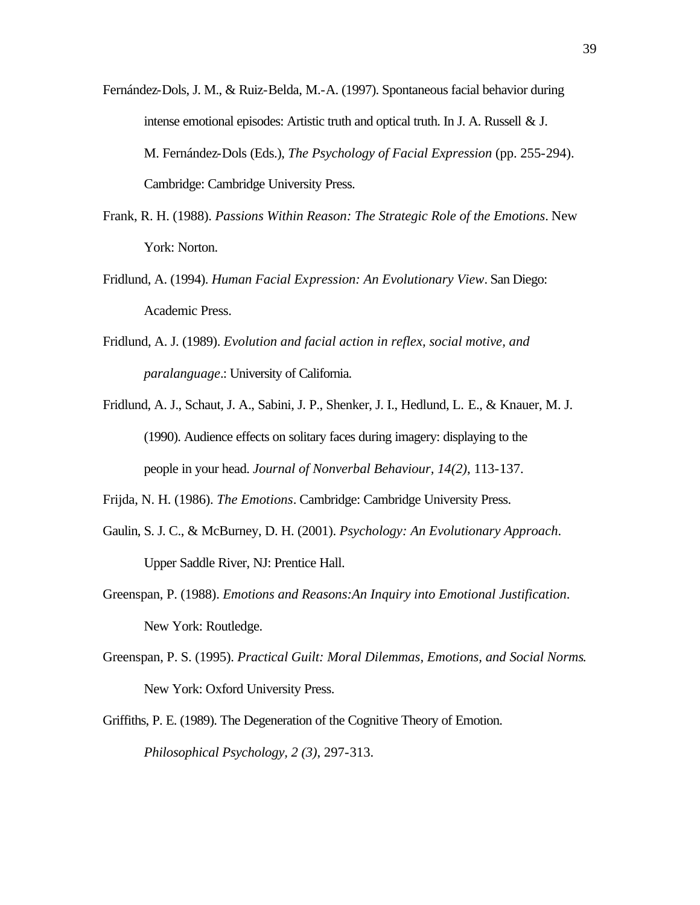Fernández-Dols, J. M., & Ruiz-Belda, M.-A. (1997). Spontaneous facial behavior during intense emotional episodes: Artistic truth and optical truth. In J. A. Russell & J. M. Fernández-Dols (Eds.), *The Psychology of Facial Expression* (pp. 255-294). Cambridge: Cambridge University Press.

Frank, R. H. (1988). *Passions Within Reason: The Strategic Role of the Emotions*. New York: Norton.

Fridlund, A. (1994). *Human Facial Expression: An Evolutionary View*. San Diego: Academic Press.

Fridlund, A. J. (1989). *Evolution and facial action in reflex, social motive, and paralanguage*.: University of California.

Fridlund, A. J., Schaut, J. A., Sabini, J. P., Shenker, J. I., Hedlund, L. E., & Knauer, M. J. (1990). Audience effects on solitary faces during imagery: displaying to the people in your head. *Journal of Nonverbal Behaviour, 14(2)*, 113-137.

Frijda, N. H. (1986). *The Emotions*. Cambridge: Cambridge University Press.

Gaulin, S. J. C., & McBurney, D. H. (2001). *Psychology: An Evolutionary Approach*. Upper Saddle River, NJ: Prentice Hall.

Greenspan, P. (1988). *Emotions and Reasons:An Inquiry into Emotional Justification*. New York: Routledge.

Greenspan, P. S. (1995). *Practical Guilt: Moral Dilemmas, Emotions, and Social Norms*. New York: Oxford University Press.

Griffiths, P. E. (1989). The Degeneration of the Cognitive Theory of Emotion. *Philosophical Psychology, 2 (3)*, 297-313.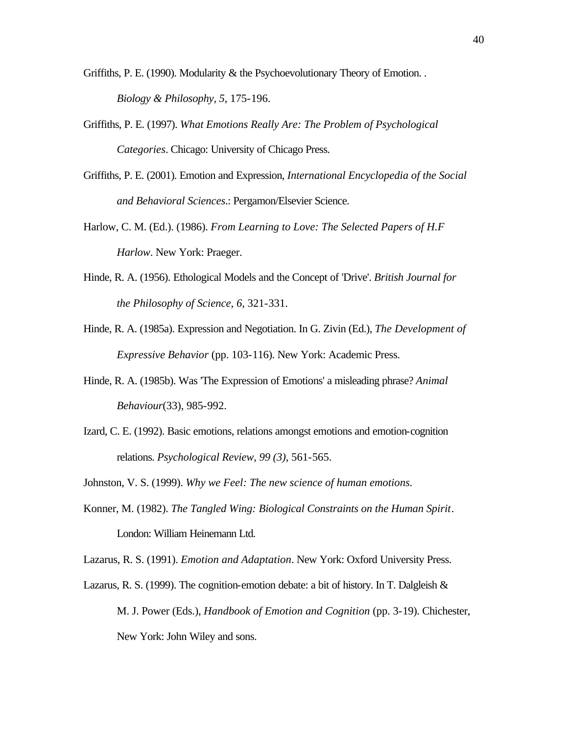Griffiths, P. E. (1990). Modularity & the Psychoevolutionary Theory of Emotion. . *Biology & Philosophy, 5*, 175-196.

Griffiths, P. E. (1997). *What Emotions Really Are: The Problem of Psychological Categories*. Chicago: University of Chicago Press.

Griffiths, P. E. (2001). Emotion and Expression, *International Encyclopedia of the Social and Behavioral Sciences*.: Pergamon/Elsevier Science.

Harlow, C. M. (Ed.). (1986). *From Learning to Love: The Selected Papers of H.F Harlow*. New York: Praeger.

Hinde, R. A. (1956). Ethological Models and the Concept of 'Drive'. *British Journal for the Philosophy of Science, 6*, 321-331.

Hinde, R. A. (1985a). Expression and Negotiation. In G. Zivin (Ed.), *The Development of Expressive Behavior* (pp. 103-116). New York: Academic Press.

Hinde, R. A. (1985b). Was 'The Expression of Emotions' a misleading phrase? *Animal Behaviour*(33), 985-992.

Izard, C. E. (1992). Basic emotions, relations amongst emotions and emotion-cognition relations. *Psychological Review, 99 (3)*, 561-565.

Johnston, V. S. (1999). *Why we Feel: The new science of human emotions*.

Konner, M. (1982). *The Tangled Wing: Biological Constraints on the Human Spirit*. London: William Heinemann Ltd.

Lazarus, R. S. (1991). *Emotion and Adaptation*. New York: Oxford University Press.

Lazarus, R. S. (1999). The cognition-emotion debate: a bit of history. In T. Dalgleish & M. J. Power (Eds.), *Handbook of Emotion and Cognition* (pp. 3-19). Chichester, New York: John Wiley and sons.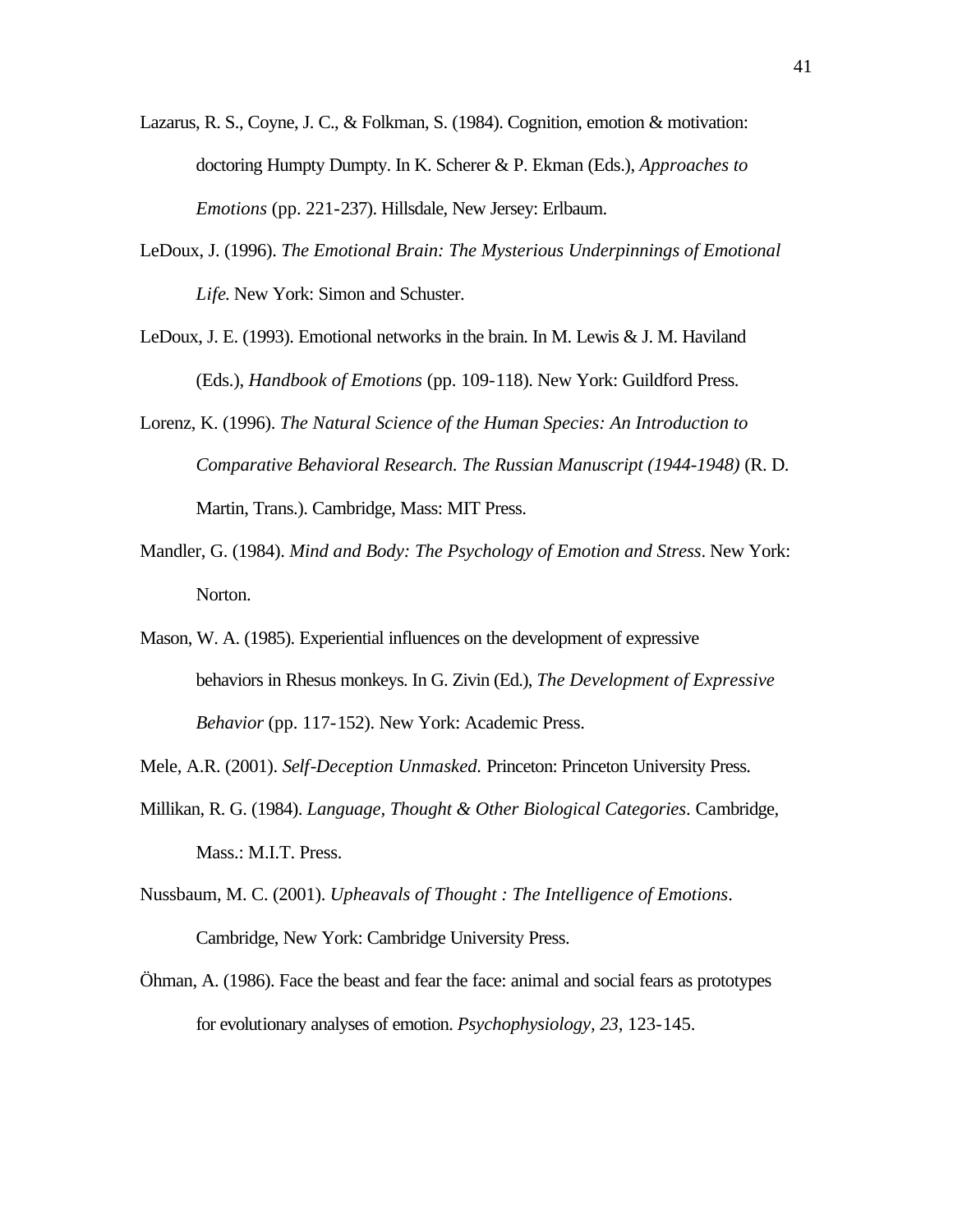Lazarus, R. S., Coyne, J. C., & Folkman, S. (1984). Cognition, emotion & motivation: doctoring Humpty Dumpty. In K. Scherer & P. Ekman (Eds.), *Approaches to Emotions* (pp. 221-237). Hillsdale, New Jersey: Erlbaum.

LeDoux, J. (1996). *The Emotional Brain: The Mysterious Underpinnings of Emotional Life.* New York: Simon and Schuster.

LeDoux, J. E. (1993). Emotional networks in the brain. In M. Lewis & J. M. Haviland (Eds.), *Handbook of Emotions* (pp. 109-118). New York: Guildford Press.

Lorenz, K. (1996). *The Natural Science of the Human Species: An Introduction to Comparative Behavioral Research. The Russian Manuscript (1944-1948)* (R. D. Martin, Trans.). Cambridge, Mass: MIT Press.

Mandler, G. (1984). *Mind and Body: The Psychology of Emotion and Stress*. New York: Norton.

Mason, W. A. (1985). Experiential influences on the development of expressive behaviors in Rhesus monkeys. In G. Zivin (Ed.), *The Development of Expressive Behavior* (pp. 117-152). New York: Academic Press.

Mele, A.R. (2001). *Self-Deception Unmasked.* Princeton: Princeton University Press.

Millikan, R. G. (1984). *Language, Thought & Other Biological Categories*. Cambridge, Mass.: M.I.T. Press.

Nussbaum, M. C. (2001). *Upheavals of Thought : The Intelligence of Emotions*. Cambridge, New York: Cambridge University Press.

Öhman, A. (1986). Face the beast and fear the face: animal and social fears as prototypes for evolutionary analyses of emotion. *Psychophysiology*, *23*, 123-145.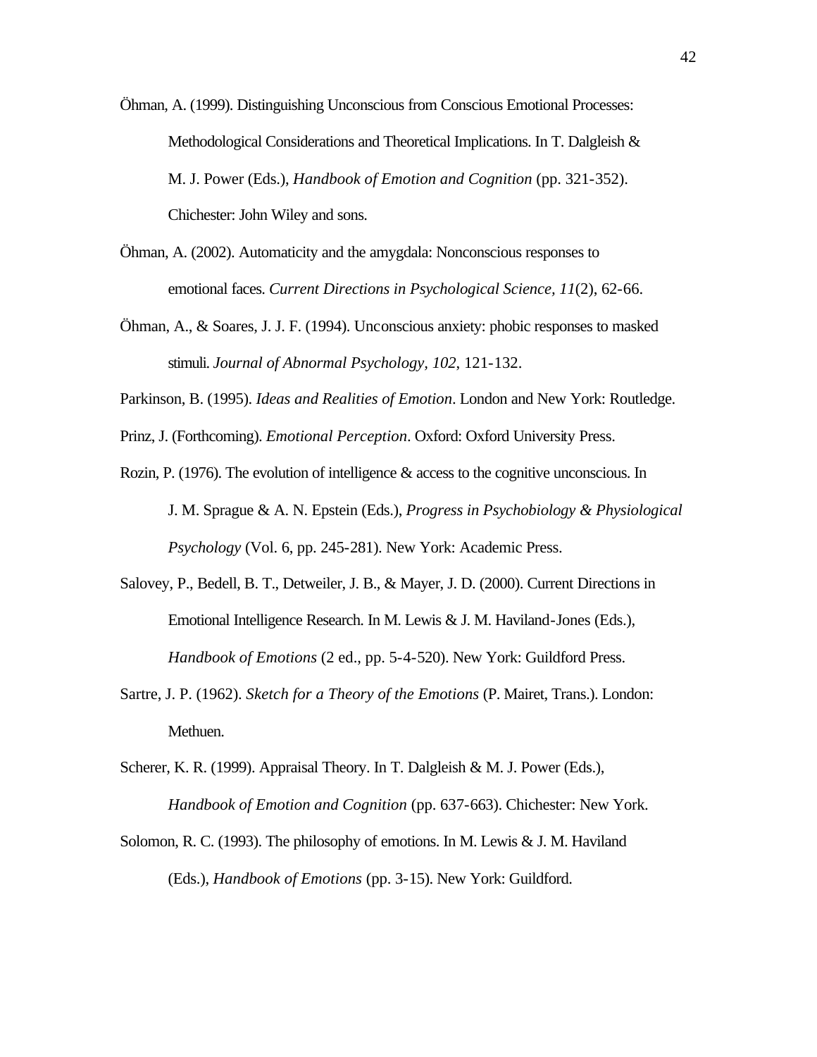Öhman, A. (1999). Distinguishing Unconscious from Conscious Emotional Processes: Methodological Considerations and Theoretical Implications. In T. Dalgleish & M. J. Power (Eds.), *Handbook of Emotion and Cognition* (pp. 321-352). Chichester: John Wiley and sons.

Öhman, A. (2002). Automaticity and the amygdala: Nonconscious responses to emotional faces. *Current Directions in Psychological Science, 11*(2), 62-66.

Öhman, A., & Soares, J. J. F. (1994). Unconscious anxiety: phobic responses to masked stimuli. *Journal of Abnormal Psychology, 102*, 121-132.

Parkinson, B. (1995). *Ideas and Realities of Emotion*. London and New York: Routledge.

Prinz, J. (Forthcoming). *Emotional Perception*. Oxford: Oxford University Press.

Rozin, P. (1976). The evolution of intelligence & access to the cognitive unconscious. In J. M. Sprague & A. N. Epstein (Eds.), *Progress in Psychobiology & Physiological Psychology* (Vol. 6, pp. 245-281). New York: Academic Press.

Salovey, P., Bedell, B. T., Detweiler, J. B., & Mayer, J. D. (2000). Current Directions in Emotional Intelligence Research. In M. Lewis & J. M. Haviland-Jones (Eds.), *Handbook of Emotions* (2 ed., pp. 5-4-520). New York: Guildford Press.

Sartre, J. P. (1962). *Sketch for a Theory of the Emotions* (P. Mairet, Trans.). London: Methuen.

Scherer, K. R. (1999). Appraisal Theory. In T. Dalgleish & M. J. Power (Eds.), *Handbook of Emotion and Cognition* (pp. 637-663). Chichester: New York.

Solomon, R. C. (1993). The philosophy of emotions. In M. Lewis & J. M. Haviland (Eds.), *Handbook of Emotions* (pp. 3-15). New York: Guildford.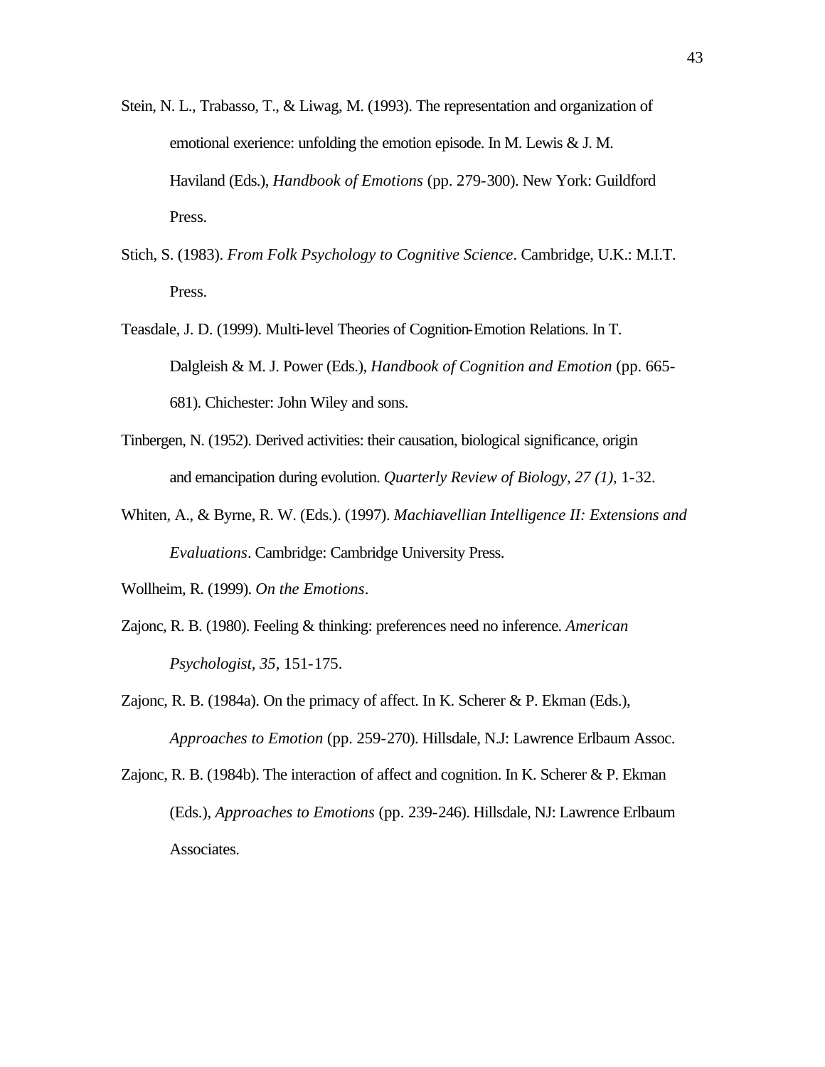Stein, N. L., Trabasso, T., & Liwag, M. (1993). The representation and organization of emotional exerience: unfolding the emotion episode. In M. Lewis & J. M. Haviland (Eds.), *Handbook of Emotions* (pp. 279-300). New York: Guildford Press.

Stich, S. (1983). *From Folk Psychology to Cognitive Science*. Cambridge, U.K.: M.I.T. Press.

Teasdale, J. D. (1999). Multi-level Theories of Cognition-Emotion Relations. In T. Dalgleish & M. J. Power (Eds.), *Handbook of Cognition and Emotion* (pp. 665-681). Chichester: John Wiley and sons.

Tinbergen, N. (1952). Derived activities: their causation, biological significance, origin and emancipation during evolution. *Quarterly Review of Biology, 27 (1)*, 1-32.

Whiten, A., & Byrne, R. W. (Eds.). (1997). *Machiavellian Intelligence II: Extensions and Evaluations*. Cambridge: Cambridge University Press.

Wollheim, R. (1999). *On the Emotions*.

Zajonc, R. B. (1980). Feeling & thinking: preferences need no inference. *American Psychologist, 35*, 151-175.

Zajonc, R. B. (1984a). On the primacy of affect. In K. Scherer & P. Ekman (Eds.), *Approaches to Emotion* (pp. 259-270). Hillsdale, N.J: Lawrence Erlbaum Assoc.

Zajonc, R. B. (1984b). The interaction of affect and cognition. In K. Scherer & P. Ekman (Eds.), *Approaches to Emotions* (pp. 239-246). Hillsdale, NJ: Lawrence Erlbaum Associates.